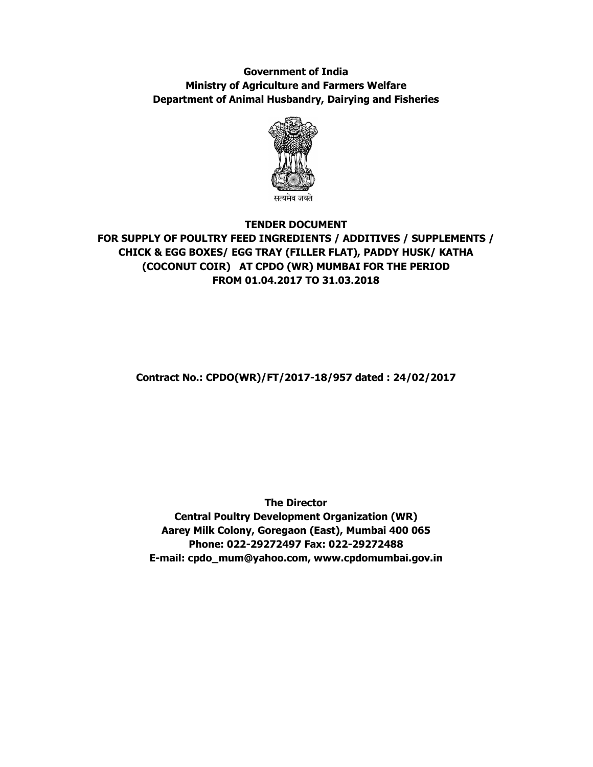**Government of India**
**Ministry of Agriculture and Farmers Welfare**
**Department of Animal Husbandry, Dairying and Fisheries**

सत्यमेव जयते

# TENDER DOCUMENT

## FOR SUPPLY OF POULTRY FEED INGREDIENTS / ADDITIVES / SUPPLEMENTS / CHICK & EGG BOXES/ EGG TRAY (FILLER FLAT), PADDY HUSK/ KATHA (COCONUT COIR) AT CPDO (WR) MUMBAI FOR THE PERIOD FROM 01.04.2017 TO 31.03.2018

**Contract No.: CPDO(WR)/FT/2017-18/957 dated : 24/02/2017**

**The Director**
**Central Poultry Development Organization (WR)**
**Aarey Milk Colony, Goregaon (East), Mumbai 400 065**
**Phone: 022-29272497 Fax: 022-29272488**
**E-mail: cpdo_mum@yahoo.com, www.cpdomumbai.gov.in**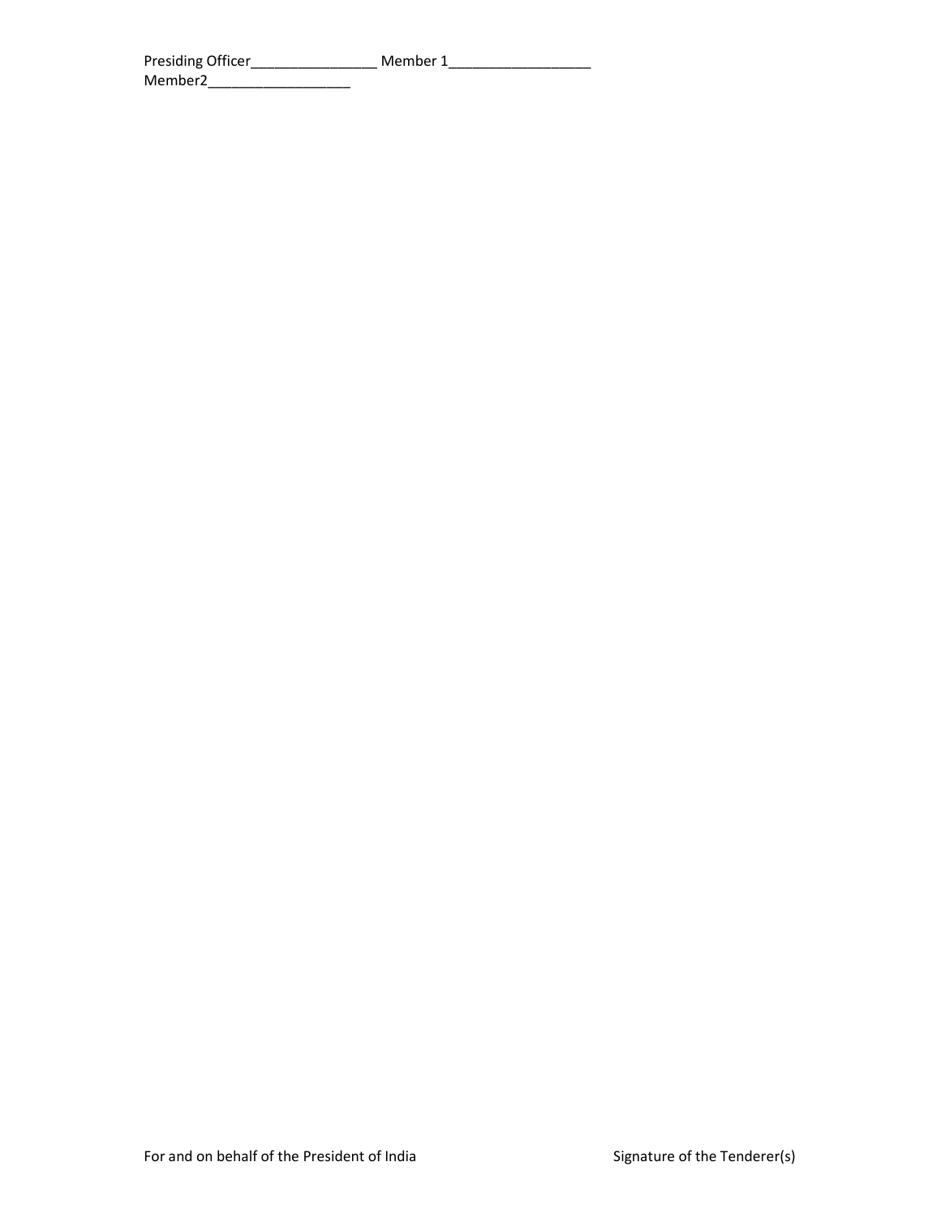Presiding Officer________________ Member 1__________________
Member2__________________

For and on behalf of the President of India                                        Signature of the Tenderer(s)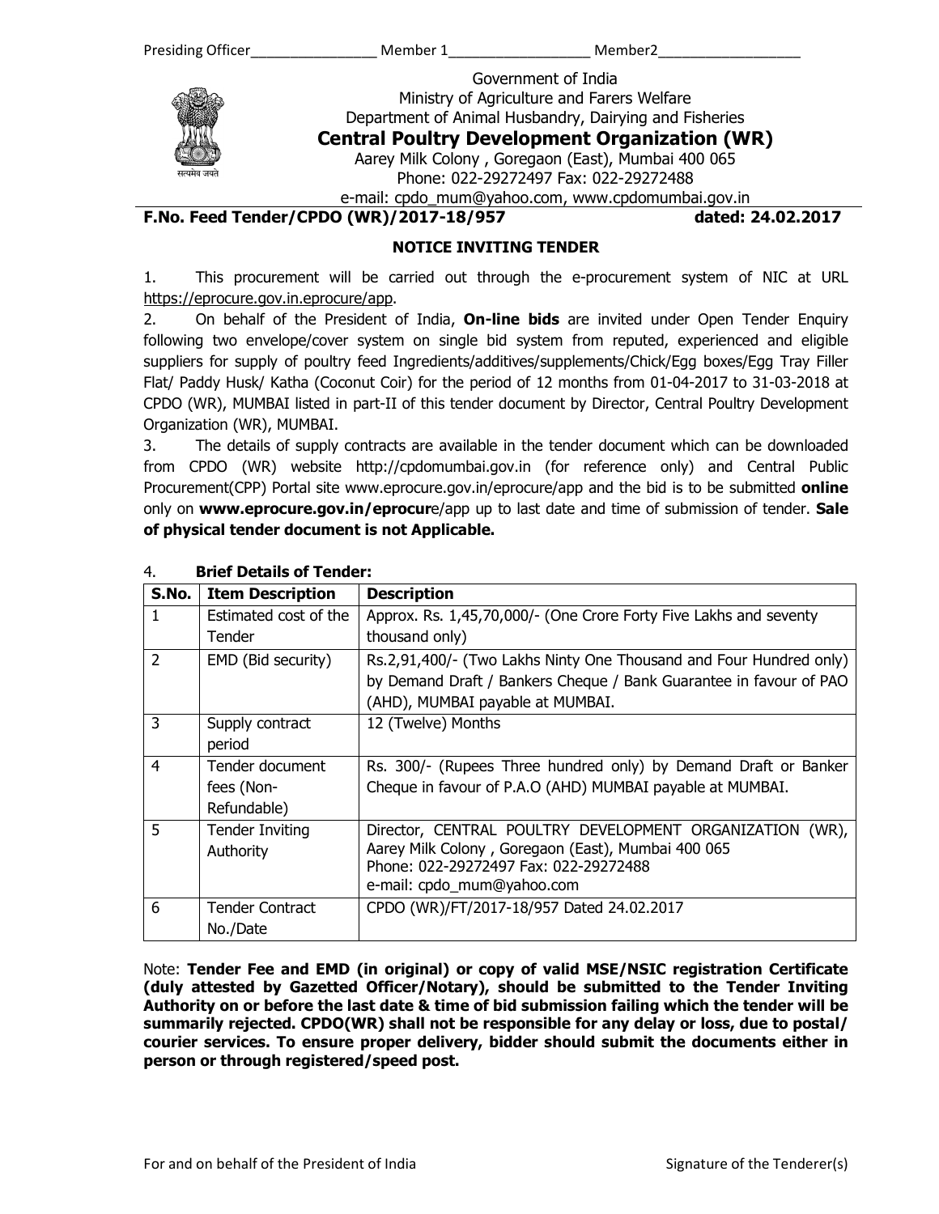Government of India
Ministry of Agriculture and Farers Welfare
Department of Animal Husbandry, Dairying and Fisheries

# Central Poultry Development Organization (WR)

Aarey Milk Colony , Goregaon (East), Mumbai 400 065
Phone: 022-29272497 Fax: 022-29272488
e-mail: cpdo_mum@yahoo.com, www.cpdomumbai.gov.in

**F.No. Feed Tender/CPDO (WR)/2017-18/957** **dated: 24.02.2017**

## NOTICE INVITING TENDER

1. This procurement will be carried out through the e-procurement system of NIC at URL https://eprocure.gov.in.eprocure/app.

2. On behalf of the President of India, **On-line bids** are invited under Open Tender Enquiry following two envelope/cover system on single bid system from reputed, experienced and eligible suppliers for supply of poultry feed Ingredients/additives/supplements/Chick/Egg boxes/Egg Tray Filler Flat/ Paddy Husk/ Katha (Coconut Coir) for the period of 12 months from 01-04-2017 to 31-03-2018 at CPDO (WR), MUMBAI listed in part-II of this tender document by Director, Central Poultry Development Organization (WR), MUMBAI.

3. The details of supply contracts are available in the tender document which can be downloaded from CPDO (WR) website http://cpdomumbai.gov.in (for reference only) and Central Public Procurement(CPP) Portal site www.eprocure.gov.in/eprocure/app and the bid is to be submitted **online** only on **www.eprocure.gov.in/eprocur**e/app up to last date and time of submission of tender. **Sale of physical tender document is not Applicable.**

4. **Brief Details of Tender:**

| S.No. | Item Description | Description |
|---|---|---|
| 1 | Estimated cost of the Tender | Approx. Rs. 1,45,70,000/- (One Crore Forty Five Lakhs and seventy thousand only) |
| 2 | EMD (Bid security) | Rs.2,91,400/- (Two Lakhs Ninty One Thousand and Four Hundred only) by Demand Draft / Bankers Cheque / Bank Guarantee in favour of PAO (AHD), MUMBAI payable at MUMBAI. |
| 3 | Supply contract period | 12 (Twelve) Months |
| 4 | Tender document fees (Non-Refundable) | Rs. 300/- (Rupees Three hundred only) by Demand Draft or Banker Cheque in favour of P.A.O (AHD) MUMBAI payable at MUMBAI. |
| 5 | Tender Inviting Authority | Director, CENTRAL POULTRY DEVELOPMENT ORGANIZATION (WR), Aarey Milk Colony , Goregaon (East), Mumbai 400 065 Phone: 022-29272497 Fax: 022-29272488 e-mail: cpdo_mum@yahoo.com |
| 6 | Tender Contract No./Date | CPDO (WR)/FT/2017-18/957 Dated 24.02.2017 |

Note: **Tender Fee and EMD (in original) or copy of valid MSE/NSIC registration Certificate (duly attested by Gazetted Officer/Notary), should be submitted to the Tender Inviting Authority on or before the last date & time of bid submission failing which the tender will be summarily rejected. CPDO(WR) shall not be responsible for any delay or loss, due to postal/ courier services. To ensure proper delivery, bidder should submit the documents either in person or through registered/speed post.**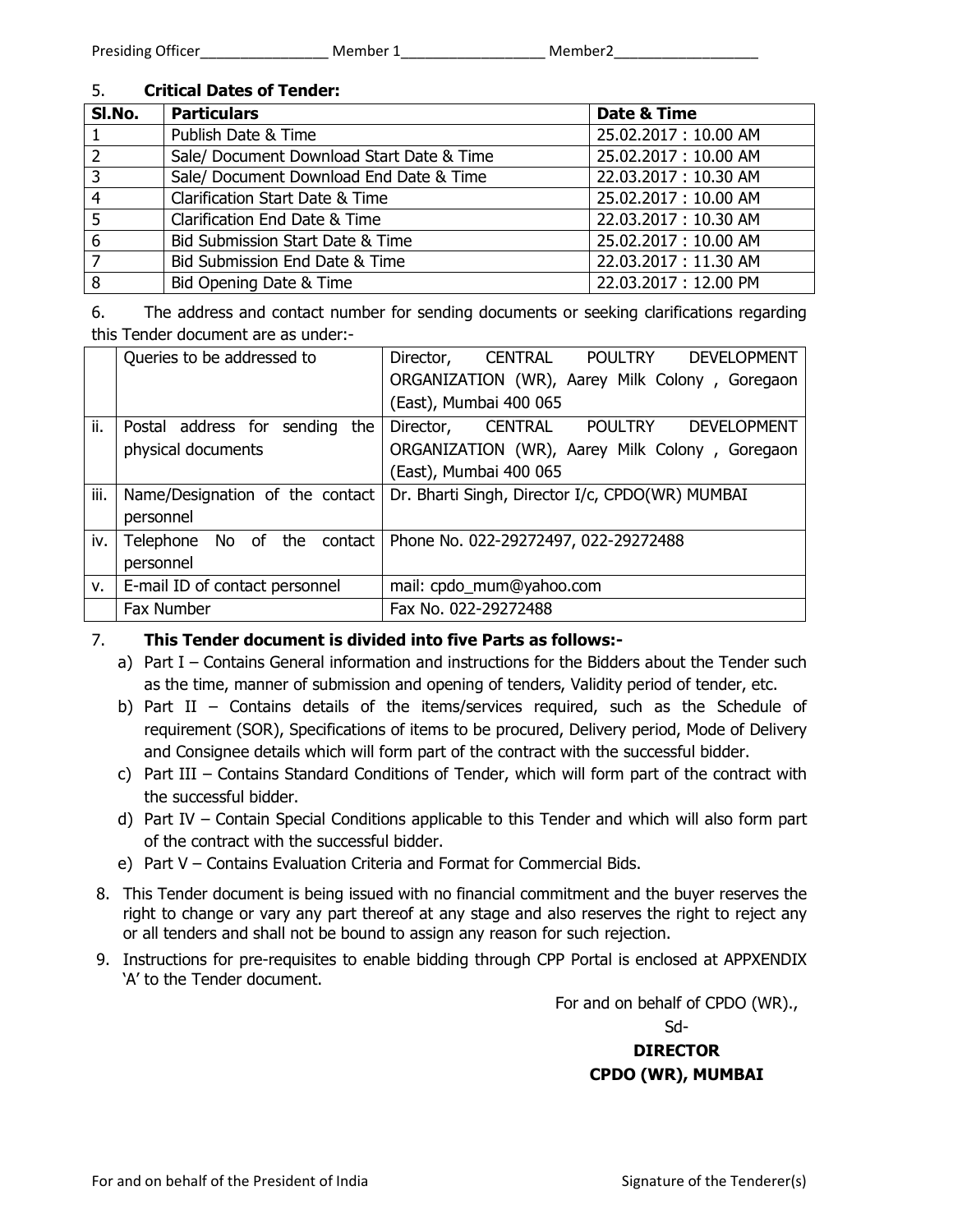Presiding Officer________________ Member 1__________________ Member2__________________

5. **Critical Dates of Tender:**

| Sl.No. | Particulars | Date & Time |
|---|---|---|
| 1 | Publish Date & Time | 25.02.2017 : 10.00 AM |
| 2 | Sale/ Document Download Start Date & Time | 25.02.2017 : 10.00 AM |
| 3 | Sale/ Document Download End Date & Time | 22.03.2017 : 10.30 AM |
| 4 | Clarification Start Date & Time | 25.02.2017 : 10.00 AM |
| 5 | Clarification End Date & Time | 22.03.2017 : 10.30 AM |
| 6 | Bid Submission Start Date & Time | 25.02.2017 : 10.00 AM |
| 7 | Bid Submission End Date & Time | 22.03.2017 : 11.30 AM |
| 8 | Bid Opening Date & Time | 22.03.2017 : 12.00 PM |

6. The address and contact number for sending documents or seeking clarifications regarding this Tender document are as under:-

| | | |
|---|---|---|
| | Queries to be addressed to | Director, CENTRAL POULTRY DEVELOPMENT ORGANIZATION (WR), Aarey Milk Colony , Goregaon (East), Mumbai 400 065 |
| ii. | Postal address for sending the physical documents | Director, CENTRAL POULTRY DEVELOPMENT ORGANIZATION (WR), Aarey Milk Colony , Goregaon (East), Mumbai 400 065 |
| iii. | Name/Designation of the contact personnel | Dr. Bharti Singh, Director I/c, CPDO(WR) MUMBAI |
| iv. | Telephone No of the contact personnel | Phone No. 022-29272497, 022-29272488 |
| v. | E-mail ID of contact personnel | mail: cpdo_mum@yahoo.com |
| | Fax Number | Fax No. 022-29272488 |

7. **This Tender document is divided into five Parts as follows:-**

a) Part I – Contains General information and instructions for the Bidders about the Tender such as the time, manner of submission and opening of tenders, Validity period of tender, etc.

b) Part II – Contains details of the items/services required, such as the Schedule of requirement (SOR), Specifications of items to be procured, Delivery period, Mode of Delivery and Consignee details which will form part of the contract with the successful bidder.

c) Part III – Contains Standard Conditions of Tender, which will form part of the contract with the successful bidder.

d) Part IV – Contain Special Conditions applicable to this Tender and which will also form part of the contract with the successful bidder.

e) Part V – Contains Evaluation Criteria and Format for Commercial Bids.

8. This Tender document is being issued with no financial commitment and the buyer reserves the right to change or vary any part thereof at any stage and also reserves the right to reject any or all tenders and shall not be bound to assign any reason for such rejection.

9. Instructions for pre-requisites to enable bidding through CPP Portal is enclosed at APPXENDIX 'A' to the Tender document.

For and on behalf of CPDO (WR).,

Sd-

**DIRECTOR**
**CPDO (WR), MUMBAI**

For and on behalf of the President of India    Signature of the Tenderer(s)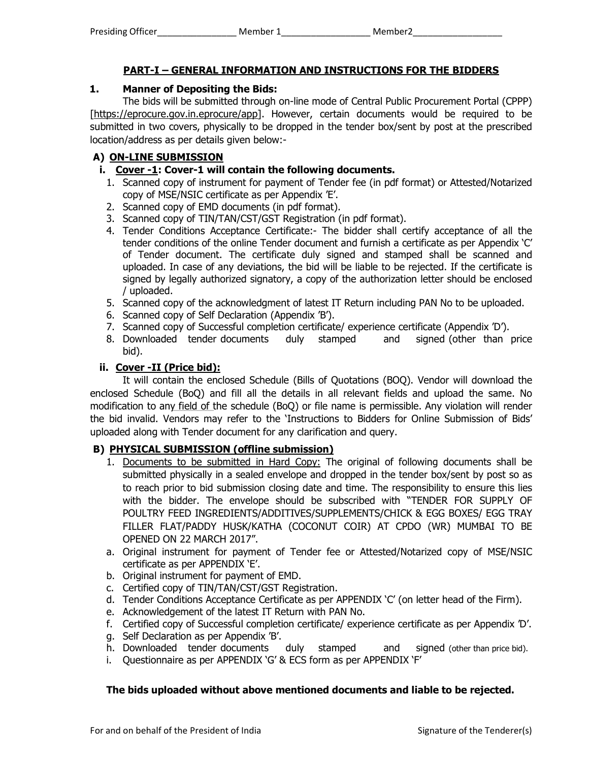## PART-I – GENERAL INFORMATION AND INSTRUCTIONS FOR THE BIDDERS

### 1. Manner of Depositing the Bids:

The bids will be submitted through on-line mode of Central Public Procurement Portal (CPPP) [https://eprocure.gov.in.eprocure/app]. However, certain documents would be required to be submitted in two covers, physically to be dropped in the tender box/sent by post at the prescribed location/address as per details given below:-

**A) ON-LINE SUBMISSION**

**i. Cover -1: Cover-1 will contain the following documents.**

1. Scanned copy of instrument for payment of Tender fee (in pdf format) or Attested/Notarized copy of MSE/NSIC certificate as per Appendix 'E'.
2. Scanned copy of EMD documents (in pdf format).
3. Scanned copy of TIN/TAN/CST/GST Registration (in pdf format).
4. Tender Conditions Acceptance Certificate:- The bidder shall certify acceptance of all the tender conditions of the online Tender document and furnish a certificate as per Appendix 'C' of Tender document. The certificate duly signed and stamped shall be scanned and uploaded. In case of any deviations, the bid will be liable to be rejected. If the certificate is signed by legally authorized signatory, a copy of the authorization letter should be enclosed / uploaded.
5. Scanned copy of the acknowledgment of latest IT Return including PAN No to be uploaded.
6. Scanned copy of Self Declaration (Appendix 'B').
7. Scanned copy of Successful completion certificate/ experience certificate (Appendix 'D').
8. Downloaded tender documents duly stamped and signed (other than price bid).

**ii. Cover -II (Price bid):**

It will contain the enclosed Schedule (Bills of Quotations (BOQ). Vendor will download the enclosed Schedule (BoQ) and fill all the details in all relevant fields and upload the same. No modification to any field of the schedule (BoQ) or file name is permissible. Any violation will render the bid invalid. Vendors may refer to the 'Instructions to Bidders for Online Submission of Bids' uploaded along with Tender document for any clarification and query.

**B) PHYSICAL SUBMISSION (offline submission)**

1. Documents to be submitted in Hard Copy: The original of following documents shall be submitted physically in a sealed envelope and dropped in the tender box/sent by post so as to reach prior to bid submission closing date and time. The responsibility to ensure this lies with the bidder. The envelope should be subscribed with "TENDER FOR SUPPLY OF POULTRY FEED INGREDIENTS/ADDITIVES/SUPPLEMENTS/CHICK & EGG BOXES/ EGG TRAY FILLER FLAT/PADDY HUSK/KATHA (COCONUT COIR) AT CPDO (WR) MUMBAI TO BE OPENED ON 22 MARCH 2017".

a. Original instrument for payment of Tender fee or Attested/Notarized copy of MSE/NSIC certificate as per APPENDIX 'E'.
b. Original instrument for payment of EMD.
c. Certified copy of TIN/TAN/CST/GST Registration.
d. Tender Conditions Acceptance Certificate as per APPENDIX 'C' (on letter head of the Firm).
e. Acknowledgement of the latest IT Return with PAN No.
f. Certified copy of Successful completion certificate/ experience certificate as per Appendix 'D'.
g. Self Declaration as per Appendix 'B'.
h. Downloaded tender documents duly stamped and signed (other than price bid).
i. Questionnaire as per APPENDIX 'G' & ECS form as per APPENDIX 'F'

**The bids uploaded without above mentioned documents and liable to be rejected.**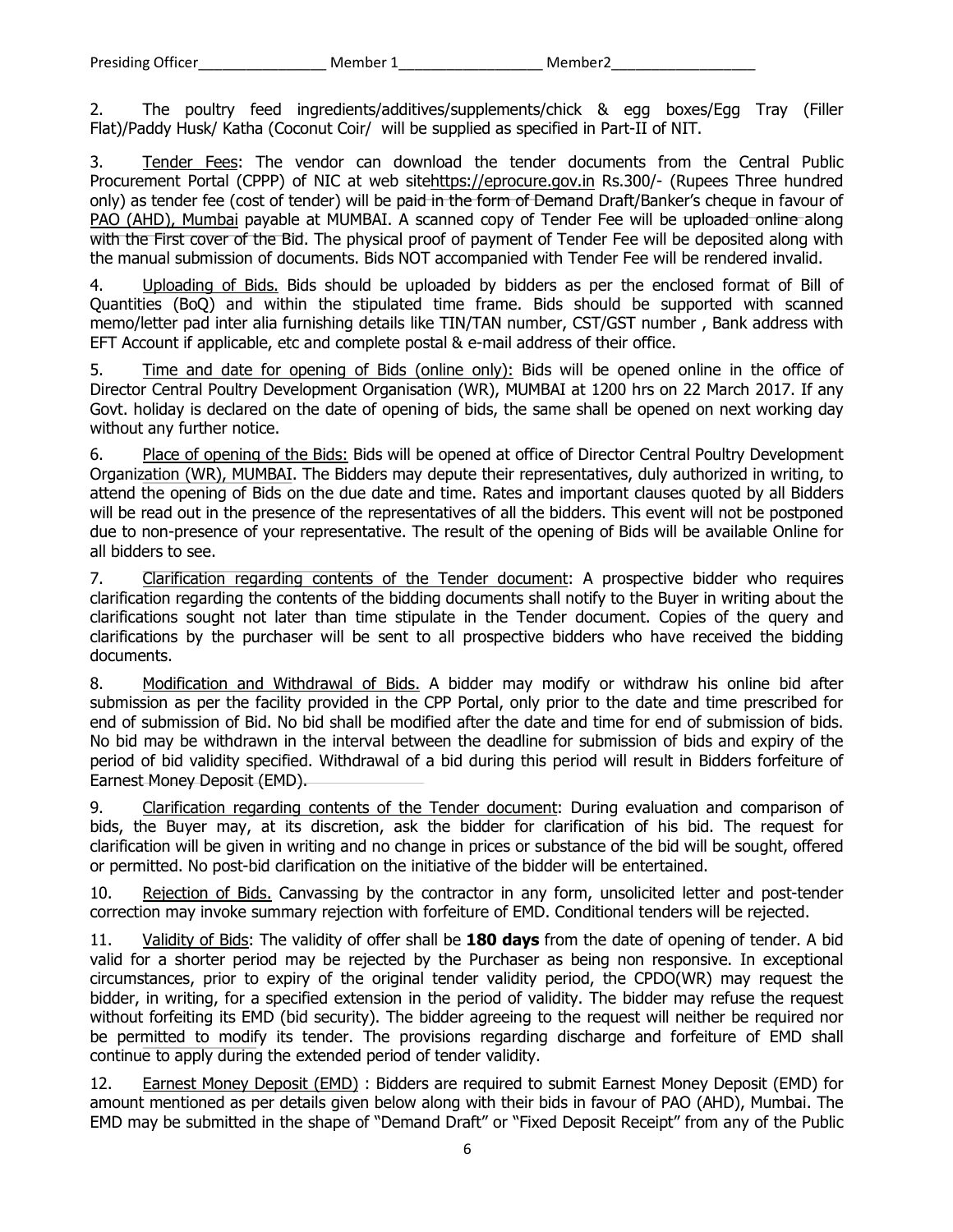Presiding Officer________________ Member 1__________________ Member2__________________

2. The poultry feed ingredients/additives/supplements/chick & egg boxes/Egg Tray (Filler Flat)/Paddy Husk/ Katha (Coconut Coir/ will be supplied as specified in Part-II of NIT.

3. Tender Fees: The vendor can download the tender documents from the Central Public Procurement Portal (CPPP) of NIC at web sitehttps://eprocure.gov.in Rs.300/- (Rupees Three hundred only) as tender fee (cost of tender) will be paid in the form of Demand Draft/Banker's cheque in favour of PAO (AHD), Mumbai payable at MUMBAI. A scanned copy of Tender Fee will be uploaded online along with the First cover of the Bid. The physical proof of payment of Tender Fee will be deposited along with the manual submission of documents. Bids NOT accompanied with Tender Fee will be rendered invalid.

4. Uploading of Bids. Bids should be uploaded by bidders as per the enclosed format of Bill of Quantities (BoQ) and within the stipulated time frame. Bids should be supported with scanned memo/letter pad inter alia furnishing details like TIN/TAN number, CST/GST number , Bank address with EFT Account if applicable, etc and complete postal & e-mail address of their office.

5. Time and date for opening of Bids (online only): Bids will be opened online in the office of Director Central Poultry Development Organisation (WR), MUMBAI at 1200 hrs on 22 March 2017. If any Govt. holiday is declared on the date of opening of bids, the same shall be opened on next working day without any further notice.

6. Place of opening of the Bids: Bids will be opened at office of Director Central Poultry Development Organization (WR), MUMBAI. The Bidders may depute their representatives, duly authorized in writing, to attend the opening of Bids on the due date and time. Rates and important clauses quoted by all Bidders will be read out in the presence of the representatives of all the bidders. This event will not be postponed due to non-presence of your representative. The result of the opening of Bids will be available Online for all bidders to see.

7. Clarification regarding contents of the Tender document: A prospective bidder who requires clarification regarding the contents of the bidding documents shall notify to the Buyer in writing about the clarifications sought not later than time stipulate in the Tender document. Copies of the query and clarifications by the purchaser will be sent to all prospective bidders who have received the bidding documents.

8. Modification and Withdrawal of Bids. A bidder may modify or withdraw his online bid after submission as per the facility provided in the CPP Portal, only prior to the date and time prescribed for end of submission of Bid. No bid shall be modified after the date and time for end of submission of bids. No bid may be withdrawn in the interval between the deadline for submission of bids and expiry of the period of bid validity specified. Withdrawal of a bid during this period will result in Bidders forfeiture of Earnest Money Deposit (EMD).

9. Clarification regarding contents of the Tender document: During evaluation and comparison of bids, the Buyer may, at its discretion, ask the bidder for clarification of his bid. The request for clarification will be given in writing and no change in prices or substance of the bid will be sought, offered or permitted. No post-bid clarification on the initiative of the bidder will be entertained.

10. Rejection of Bids. Canvassing by the contractor in any form, unsolicited letter and post-tender correction may invoke summary rejection with forfeiture of EMD. Conditional tenders will be rejected.

11. Validity of Bids: The validity of offer shall be **180 days** from the date of opening of tender. A bid valid for a shorter period may be rejected by the Purchaser as being non responsive. In exceptional circumstances, prior to expiry of the original tender validity period, the CPDO(WR) may request the bidder, in writing, for a specified extension in the period of validity. The bidder may refuse the request without forfeiting its EMD (bid security). The bidder agreeing to the request will neither be required nor be permitted to modify its tender. The provisions regarding discharge and forfeiture of EMD shall continue to apply during the extended period of tender validity.

12. Earnest Money Deposit (EMD) : Bidders are required to submit Earnest Money Deposit (EMD) for amount mentioned as per details given below along with their bids in favour of PAO (AHD), Mumbai. The EMD may be submitted in the shape of "Demand Draft" or "Fixed Deposit Receipt" from any of the Public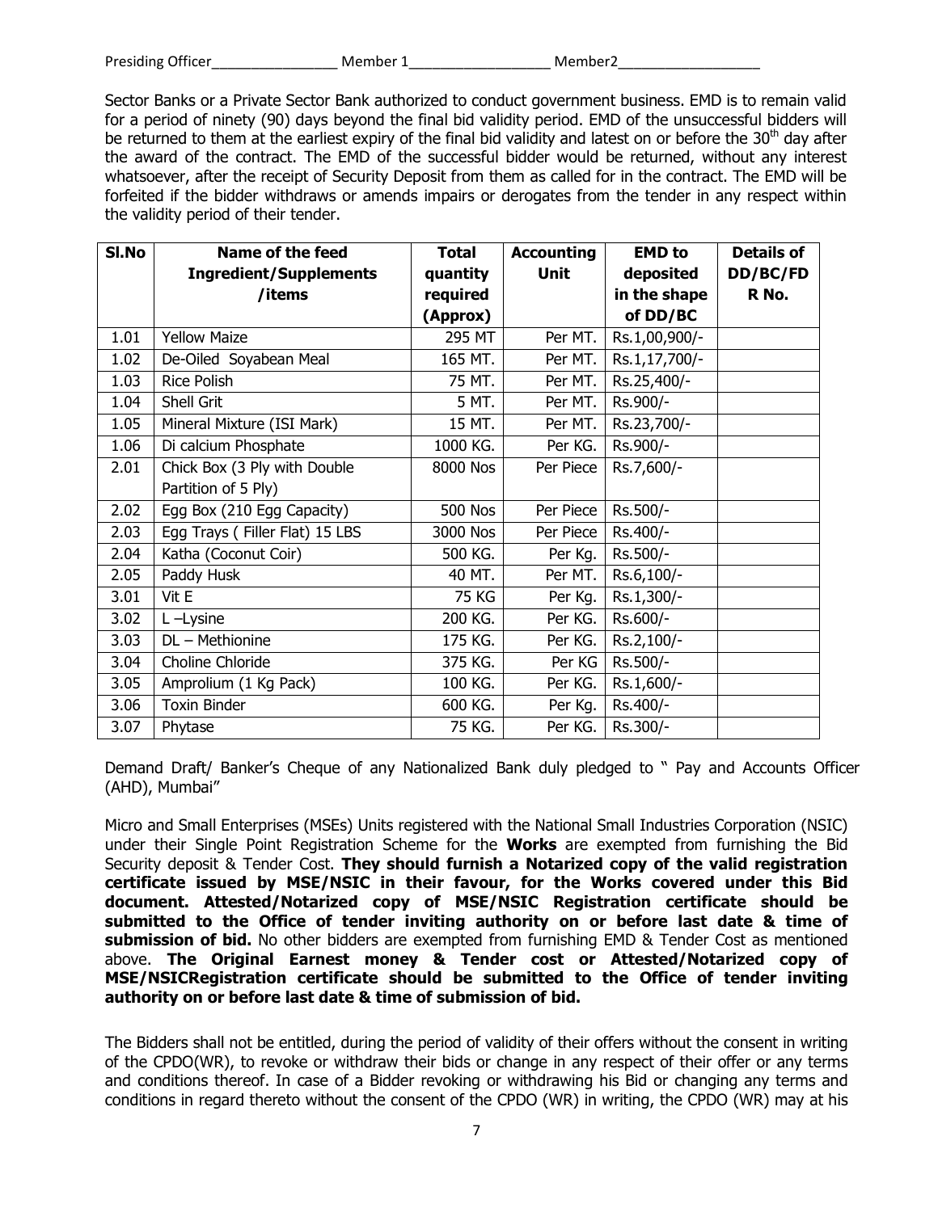Presiding Officer________________ Member 1__________________ Member2__________________

Sector Banks or a Private Sector Bank authorized to conduct government business. EMD is to remain valid for a period of ninety (90) days beyond the final bid validity period. EMD of the unsuccessful bidders will be returned to them at the earliest expiry of the final bid validity and latest on or before the 30th day after the award of the contract. The EMD of the successful bidder would be returned, without any interest whatsoever, after the receipt of Security Deposit from them as called for in the contract. The EMD will be forfeited if the bidder withdraws or amends impairs or derogates from the tender in any respect within the validity period of their tender.

| Sl.No | Name of the feed Ingredient/Supplements /items | Total quantity required (Approx) | Accounting Unit | EMD to deposited in the shape of DD/BC | Details of DD/BC/FDR No. |
|---|---|---|---|---|---|
| 1.01 | Yellow Maize | 295 MT | Per MT. | Rs.1,00,900/- | |
| 1.02 | De-Oiled Soyabean Meal | 165 MT. | Per MT. | Rs.1,17,700/- | |
| 1.03 | Rice Polish | 75 MT. | Per MT. | Rs.25,400/- | |
| 1.04 | Shell Grit | 5 MT. | Per MT. | Rs.900/- | |
| 1.05 | Mineral Mixture (ISI Mark) | 15 MT. | Per MT. | Rs.23,700/- | |
| 1.06 | Di calcium Phosphate | 1000 KG. | Per KG. | Rs.900/- | |
| 2.01 | Chick Box (3 Ply with Double Partition of 5 Ply) | 8000 Nos | Per Piece | Rs.7,600/- | |
| 2.02 | Egg Box (210 Egg Capacity) | 500 Nos | Per Piece | Rs.500/- | |
| 2.03 | Egg Trays ( Filler Flat) 15 LBS | 3000 Nos | Per Piece | Rs.400/- | |
| 2.04 | Katha (Coconut Coir) | 500 KG. | Per Kg. | Rs.500/- | |
| 2.05 | Paddy Husk | 40 MT. | Per MT. | Rs.6,100/- | |
| 3.01 | Vit E | 75 KG | Per Kg. | Rs.1,300/- | |
| 3.02 | L –Lysine | 200 KG. | Per KG. | Rs.600/- | |
| 3.03 | DL – Methionine | 175 KG. | Per KG. | Rs.2,100/- | |
| 3.04 | Choline Chloride | 375 KG. | Per KG | Rs.500/- | |
| 3.05 | Amprolium (1 Kg Pack) | 100 KG. | Per KG. | Rs.1,600/- | |
| 3.06 | Toxin Binder | 600 KG. | Per Kg. | Rs.400/- | |
| 3.07 | Phytase | 75 KG. | Per KG. | Rs.300/- | |

Demand Draft/ Banker's Cheque of any Nationalized Bank duly pledged to " Pay and Accounts Officer (AHD), Mumbai"

Micro and Small Enterprises (MSEs) Units registered with the National Small Industries Corporation (NSIC) under their Single Point Registration Scheme for the **Works** are exempted from furnishing the Bid Security deposit & Tender Cost. **They should furnish a Notarized copy of the valid registration certificate issued by MSE/NSIC in their favour, for the Works covered under this Bid document. Attested/Notarized copy of MSE/NSIC Registration certificate should be submitted to the Office of tender inviting authority on or before last date & time of submission of bid.** No other bidders are exempted from furnishing EMD & Tender Cost as mentioned above. **The Original Earnest money & Tender cost or Attested/Notarized copy of MSE/NSICRegistration certificate should be submitted to the Office of tender inviting authority on or before last date & time of submission of bid.**

The Bidders shall not be entitled, during the period of validity of their offers without the consent in writing of the CPDO(WR), to revoke or withdraw their bids or change in any respect of their offer or any terms and conditions thereof. In case of a Bidder revoking or withdrawing his Bid or changing any terms and conditions in regard thereto without the consent of the CPDO (WR) in writing, the CPDO (WR) may at his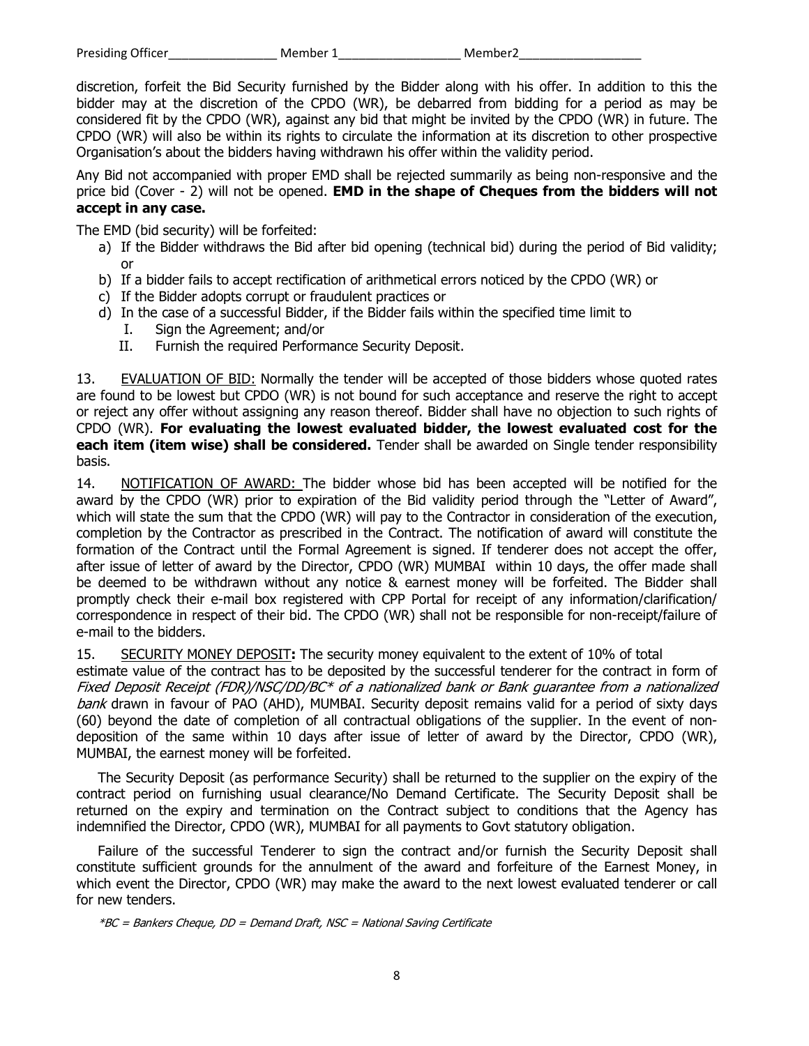discretion, forfeit the Bid Security furnished by the Bidder along with his offer. In addition to this the bidder may at the discretion of the CPDO (WR), be debarred from bidding for a period as may be considered fit by the CPDO (WR), against any bid that might be invited by the CPDO (WR) in future. The CPDO (WR) will also be within its rights to circulate the information at its discretion to other prospective Organisation's about the bidders having withdrawn his offer within the validity period.

Any Bid not accompanied with proper EMD shall be rejected summarily as being non-responsive and the price bid (Cover - 2) will not be opened. **EMD in the shape of Cheques from the bidders will not accept in any case.**

The EMD (bid security) will be forfeited:

a) If the Bidder withdraws the Bid after bid opening (technical bid) during the period of Bid validity; or
b) If a bidder fails to accept rectification of arithmetical errors noticed by the CPDO (WR) or
c) If the Bidder adopts corrupt or fraudulent practices or
d) In the case of a successful Bidder, if the Bidder fails within the specified time limit to
   I. Sign the Agreement; and/or
   II. Furnish the required Performance Security Deposit.

13. <u>EVALUATION OF BID:</u> Normally the tender will be accepted of those bidders whose quoted rates are found to be lowest but CPDO (WR) is not bound for such acceptance and reserve the right to accept or reject any offer without assigning any reason thereof. Bidder shall have no objection to such rights of CPDO (WR). **For evaluating the lowest evaluated bidder, the lowest evaluated cost for the each item (item wise) shall be considered.** Tender shall be awarded on Single tender responsibility basis.

14. <u>NOTIFICATION OF AWARD:</u> The bidder whose bid has been accepted will be notified for the award by the CPDO (WR) prior to expiration of the Bid validity period through the "Letter of Award", which will state the sum that the CPDO (WR) will pay to the Contractor in consideration of the execution, completion by the Contractor as prescribed in the Contract. The notification of award will constitute the formation of the Contract until the Formal Agreement is signed. If tenderer does not accept the offer, after issue of letter of award by the Director, CPDO (WR) MUMBAI within 10 days, the offer made shall be deemed to be withdrawn without any notice & earnest money will be forfeited. The Bidder shall promptly check their e-mail box registered with CPP Portal for receipt of any information/clarification/ correspondence in respect of their bid. The CPDO (WR) shall not be responsible for non-receipt/failure of e-mail to the bidders.

15. <u>SECURITY MONEY DEPOSIT</u>**:** The security money equivalent to the extent of 10% of total estimate value of the contract has to be deposited by the successful tenderer for the contract in form of *Fixed Deposit Receipt (FDR)/NSC/DD/BC\* of a nationalized bank or Bank guarantee from a nationalized bank* drawn in favour of PAO (AHD), MUMBAI. Security deposit remains valid for a period of sixty days (60) beyond the date of completion of all contractual obligations of the supplier. In the event of non-deposition of the same within 10 days after issue of letter of award by the Director, CPDO (WR), MUMBAI, the earnest money will be forfeited.

The Security Deposit (as performance Security) shall be returned to the supplier on the expiry of the contract period on furnishing usual clearance/No Demand Certificate. The Security Deposit shall be returned on the expiry and termination on the Contract subject to conditions that the Agency has indemnified the Director, CPDO (WR), MUMBAI for all payments to Govt statutory obligation.

Failure of the successful Tenderer to sign the contract and/or furnish the Security Deposit shall constitute sufficient grounds for the annulment of the award and forfeiture of the Earnest Money, in which event the Director, CPDO (WR) may make the award to the next lowest evaluated tenderer or call for new tenders.

*\*BC = Bankers Cheque, DD = Demand Draft, NSC = National Saving Certificate*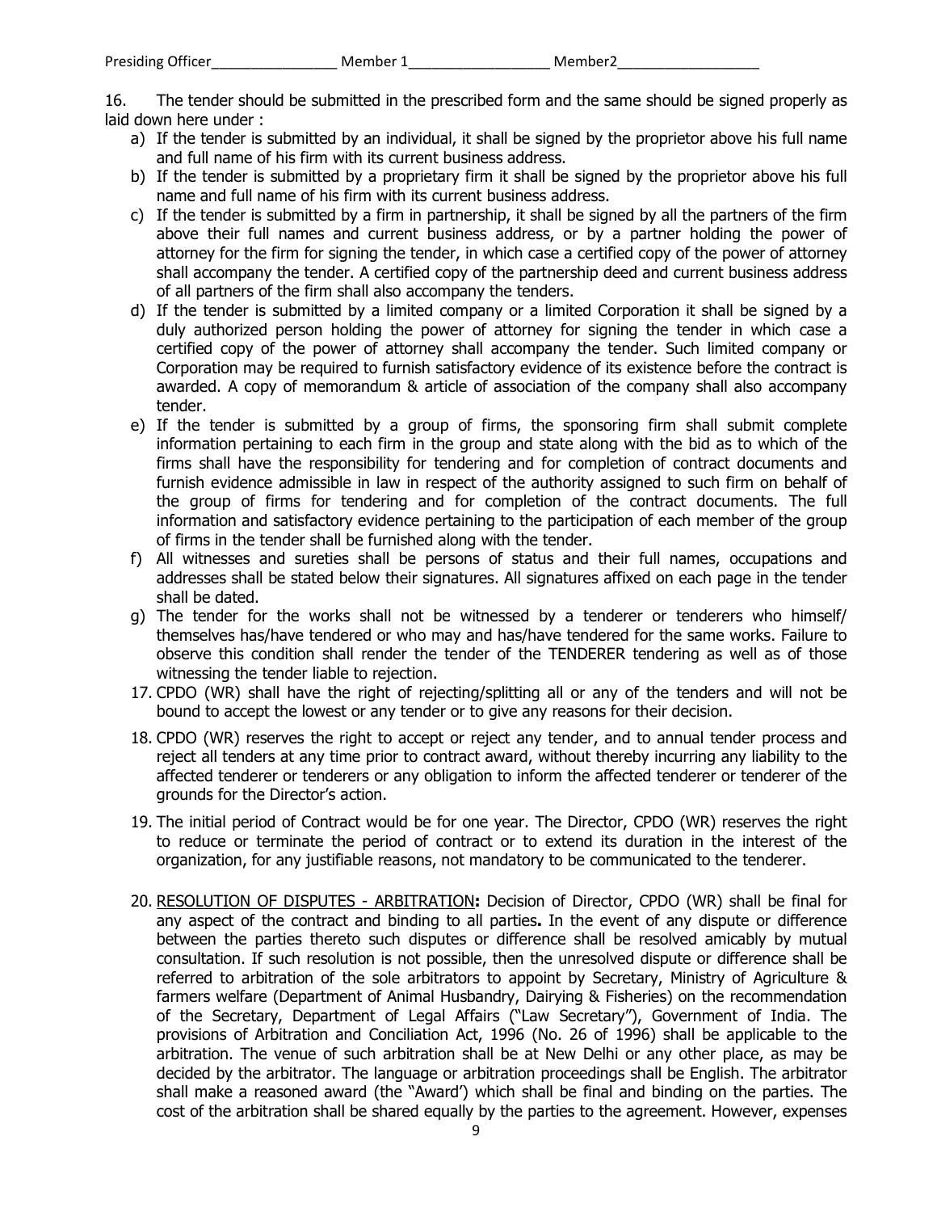16. The tender should be submitted in the prescribed form and the same should be signed properly as laid down here under :

a) If the tender is submitted by an individual, it shall be signed by the proprietor above his full name and full name of his firm with its current business address.
b) If the tender is submitted by a proprietary firm it shall be signed by the proprietor above his full name and full name of his firm with its current business address.
c) If the tender is submitted by a firm in partnership, it shall be signed by all the partners of the firm above their full names and current business address, or by a partner holding the power of attorney for the firm for signing the tender, in which case a certified copy of the power of attorney shall accompany the tender. A certified copy of the partnership deed and current business address of all partners of the firm shall also accompany the tenders.
d) If the tender is submitted by a limited company or a limited Corporation it shall be signed by a duly authorized person holding the power of attorney for signing the tender in which case a certified copy of the power of attorney shall accompany the tender. Such limited company or Corporation may be required to furnish satisfactory evidence of its existence before the contract is awarded. A copy of memorandum & article of association of the company shall also accompany tender.
e) If the tender is submitted by a group of firms, the sponsoring firm shall submit complete information pertaining to each firm in the group and state along with the bid as to which of the firms shall have the responsibility for tendering and for completion of contract documents and furnish evidence admissible in law in respect of the authority assigned to such firm on behalf of the group of firms for tendering and for completion of the contract documents. The full information and satisfactory evidence pertaining to the participation of each member of the group of firms in the tender shall be furnished along with the tender.
f) All witnesses and sureties shall be persons of status and their full names, occupations and addresses shall be stated below their signatures. All signatures affixed on each page in the tender shall be dated.
g) The tender for the works shall not be witnessed by a tenderer or tenderers who himself/ themselves has/have tendered or who may and has/have tendered for the same works. Failure to observe this condition shall render the tender of the TENDERER tendering as well as of those witnessing the tender liable to rejection.

17. CPDO (WR) shall have the right of rejecting/splitting all or any of the tenders and will not be bound to accept the lowest or any tender or to give any reasons for their decision.

18. CPDO (WR) reserves the right to accept or reject any tender, and to annual tender process and reject all tenders at any time prior to contract award, without thereby incurring any liability to the affected tenderer or tenderers or any obligation to inform the affected tenderer or tenderer of the grounds for the Director's action.

19. The initial period of Contract would be for one year. The Director, CPDO (WR) reserves the right to reduce or terminate the period of contract or to extend its duration in the interest of the organization, for any justifiable reasons, not mandatory to be communicated to the tenderer.

20. RESOLUTION OF DISPUTES - ARBITRATION**:** Decision of Director, CPDO (WR) shall be final for any aspect of the contract and binding to all parties**.** In the event of any dispute or difference between the parties thereto such disputes or difference shall be resolved amicably by mutual consultation. If such resolution is not possible, then the unresolved dispute or difference shall be referred to arbitration of the sole arbitrators to appoint by Secretary, Ministry of Agriculture & farmers welfare (Department of Animal Husbandry, Dairying & Fisheries) on the recommendation of the Secretary, Department of Legal Affairs ("Law Secretary"), Government of India. The provisions of Arbitration and Conciliation Act, 1996 (No. 26 of 1996) shall be applicable to the arbitration. The venue of such arbitration shall be at New Delhi or any other place, as may be decided by the arbitrator. The language or arbitration proceedings shall be English. The arbitrator shall make a reasoned award (the "Award') which shall be final and binding on the parties. The cost of the arbitration shall be shared equally by the parties to the agreement. However, expenses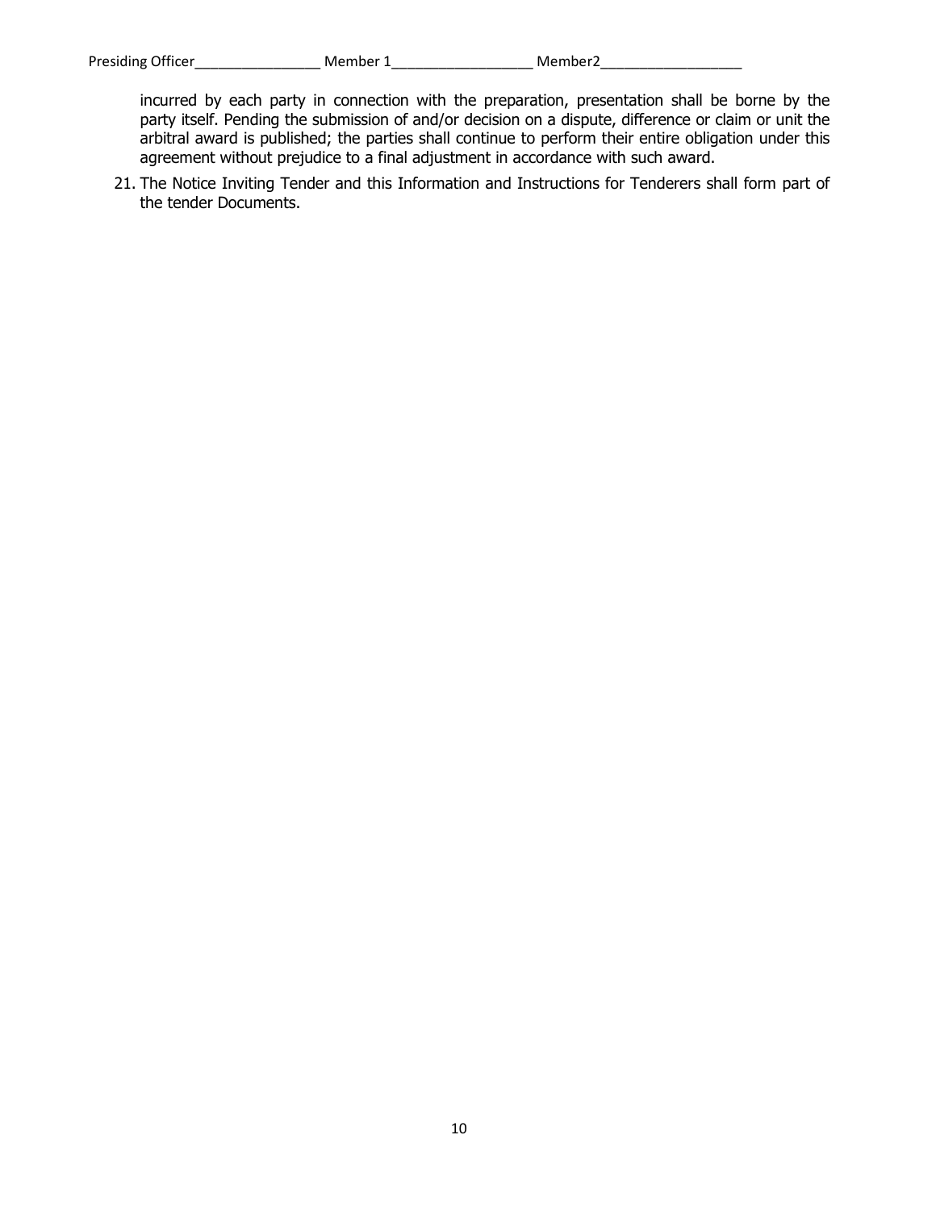incurred by each party in connection with the preparation, presentation shall be borne by the party itself. Pending the submission of and/or decision on a dispute, difference or claim or unit the arbitral award is published; the parties shall continue to perform their entire obligation under this agreement without prejudice to a final adjustment in accordance with such award.

21. The Notice Inviting Tender and this Information and Instructions for Tenderers shall form part of the tender Documents.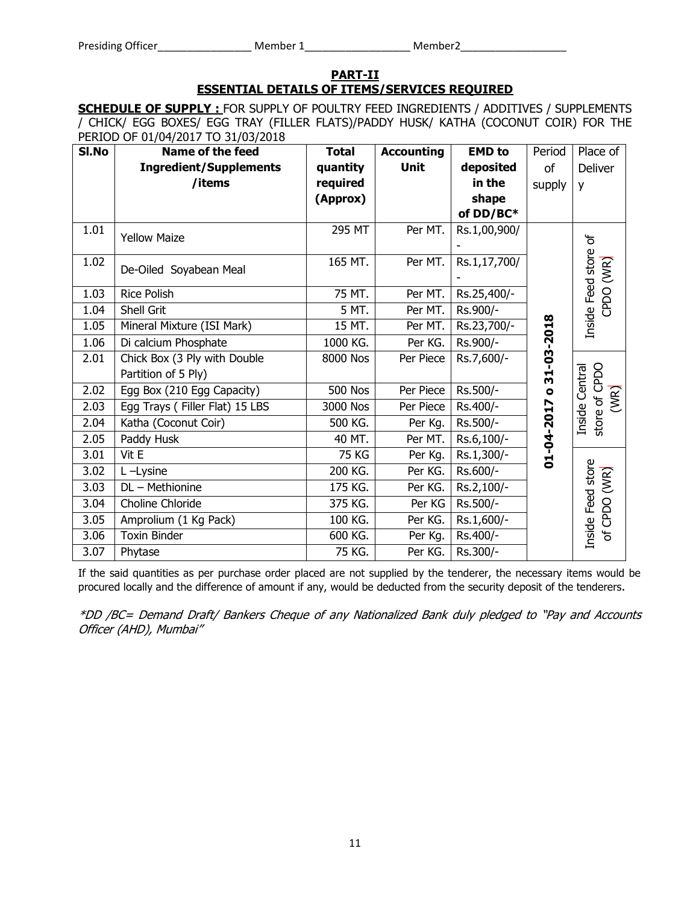Presiding Officer________________ Member 1__________________ Member2__________________

## PART-II
## ESSENTIAL DETAILS OF ITEMS/SERVICES REQUIRED

**SCHEDULE OF SUPPLY :** FOR SUPPLY OF POULTRY FEED INGREDIENTS / ADDITIVES / SUPPLEMENTS / CHICK/ EGG BOXES/ EGG TRAY (FILLER FLATS)/PADDY HUSK/ KATHA (COCONUT COIR) FOR THE PERIOD OF 01/04/2017 TO 31/03/2018

| Sl.No | Name of the feed Ingredient/Supplements /items | Total quantity required (Approx) | Accounting Unit | EMD to deposited in the shape of DD/BC* | Period of supply | Place of Delivery |
|---|---|---|---|---|---|---|
| 1.01 | Yellow Maize | 295 MT | Per MT. | Rs.1,00,900/- | 01-04-2017 o 31-03-2018 | Inside Feed store of CPDO (WR) |
| 1.02 | De-Oiled Soyabean Meal | 165 MT. | Per MT. | Rs.1,17,700/- | | |
| 1.03 | Rice Polish | 75 MT. | Per MT. | Rs.25,400/- | | |
| 1.04 | Shell Grit | 5 MT. | Per MT. | Rs.900/- | | |
| 1.05 | Mineral Mixture (ISI Mark) | 15 MT. | Per MT. | Rs.23,700/- | | |
| 1.06 | Di calcium Phosphate | 1000 KG. | Per KG. | Rs.900/- | | |
| 2.01 | Chick Box (3 Ply with Double Partition of 5 Ply) | 8000 Nos | Per Piece | Rs.7,600/- | | Inside Central store of CPDO (WR) |
| 2.02 | Egg Box (210 Egg Capacity) | 500 Nos | Per Piece | Rs.500/- | | |
| 2.03 | Egg Trays ( Filler Flat) 15 LBS | 3000 Nos | Per Piece | Rs.400/- | | |
| 2.04 | Katha (Coconut Coir) | 500 KG. | Per Kg. | Rs.500/- | | |
| 2.05 | Paddy Husk | 40 MT. | Per MT. | Rs.6,100/- | | |
| 3.01 | Vit E | 75 KG | Per Kg. | Rs.1,300/- | | Inside Feed store of CPDO (WR) |
| 3.02 | L –Lysine | 200 KG. | Per KG. | Rs.600/- | | |
| 3.03 | DL – Methionine | 175 KG. | Per KG. | Rs.2,100/- | | |
| 3.04 | Choline Chloride | 375 KG. | Per KG | Rs.500/- | | |
| 3.05 | Amprolium (1 Kg Pack) | 100 KG. | Per KG. | Rs.1,600/- | | |
| 3.06 | Toxin Binder | 600 KG. | Per Kg. | Rs.400/- | | |
| 3.07 | Phytase | 75 KG. | Per KG. | Rs.300/- | | |

If the said quantities as per purchase order placed are not supplied by the tenderer, the necessary items would be procured locally and the difference of amount if any, would be deducted from the security deposit of the tenderers.

*\*DD /BC= Demand Draft/ Bankers Cheque of any Nationalized Bank duly pledged to "Pay and Accounts Officer (AHD), Mumbai"*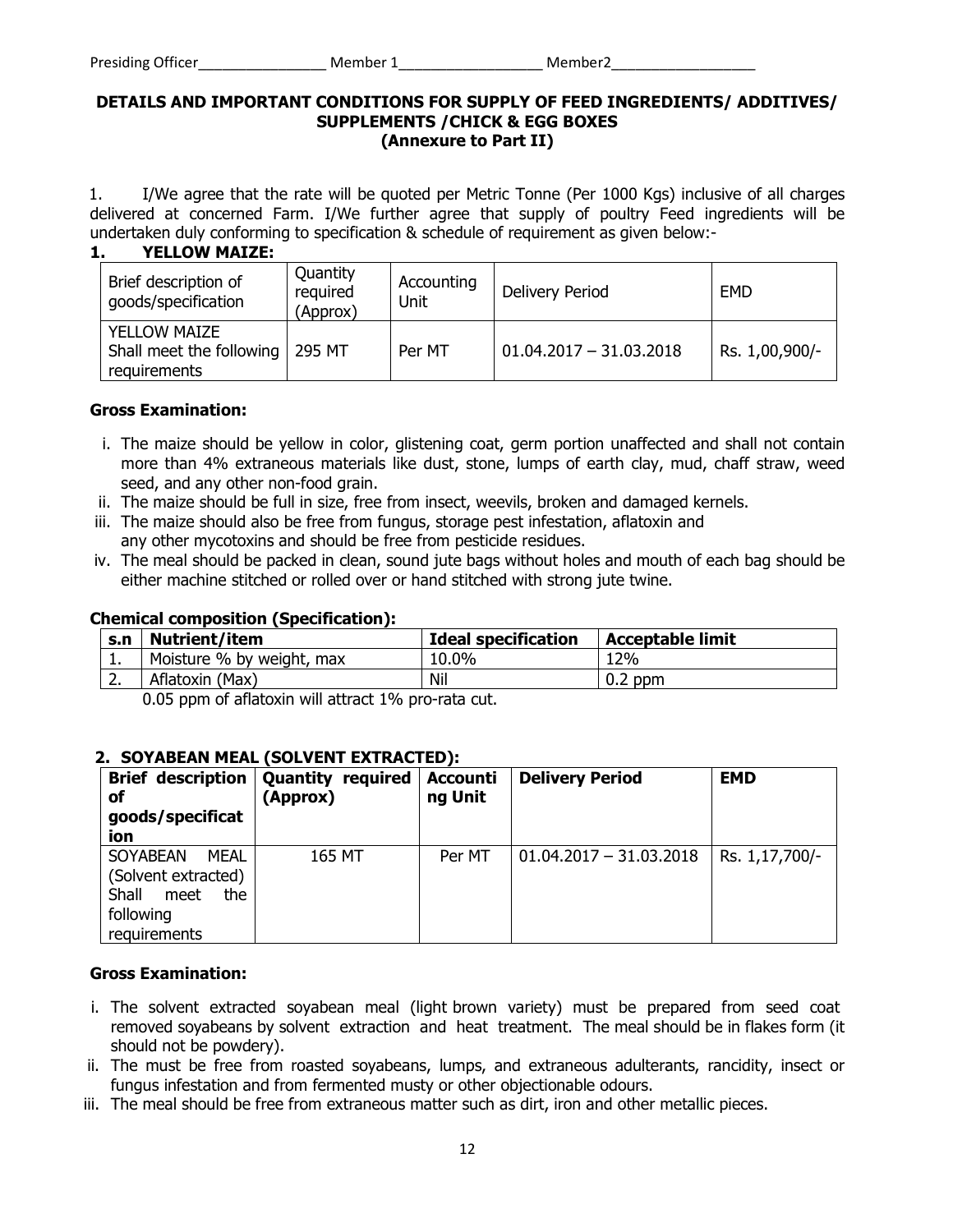Presiding Officer________________ Member 1__________________ Member2__________________

## DETAILS AND IMPORTANT CONDITIONS FOR SUPPLY OF FEED INGREDIENTS/ ADDITIVES/ SUPPLEMENTS /CHICK & EGG BOXES
### (Annexure to Part II)

1. I/We agree that the rate will be quoted per Metric Tonne (Per 1000 Kgs) inclusive of all charges delivered at concerned Farm. I/We further agree that supply of poultry Feed ingredients will be undertaken duly conforming to specification & schedule of requirement as given below:-

### 1. YELLOW MAIZE:

| Brief description of goods/specification | Quantity required (Approx) | Accounting Unit | Delivery Period | EMD |
|---|---|---|---|---|
| YELLOW MAIZE Shall meet the following requirements | 295 MT | Per MT | 01.04.2017 – 31.03.2018 | Rs. 1,00,900/- |

**Gross Examination:**

i. The maize should be yellow in color, glistening coat, germ portion unaffected and shall not contain more than 4% extraneous materials like dust, stone, lumps of earth clay, mud, chaff straw, weed seed, and any other non-food grain.
ii. The maize should be full in size, free from insect, weevils, broken and damaged kernels.
iii. The maize should also be free from fungus, storage pest infestation, aflatoxin and any other mycotoxins and should be free from pesticide residues.
iv. The meal should be packed in clean, sound jute bags without holes and mouth of each bag should be either machine stitched or rolled over or hand stitched with strong jute twine.

**Chemical composition (Specification):**

| s.n | Nutrient/item | Ideal specification | Acceptable limit |
|---|---|---|---|
| 1. | Moisture % by weight, max | 10.0% | 12% |
| 2. | Aflatoxin (Max) | Nil | 0.2 ppm |

0.05 ppm of aflatoxin will attract 1% pro-rata cut.

### 2. SOYABEAN MEAL (SOLVENT EXTRACTED):

| Brief description of goods/specification | Quantity required (Approx) | Accounting Unit | Delivery Period | EMD |
|---|---|---|---|---|
| SOYABEAN MEAL (Solvent extracted) Shall meet the following requirements | 165 MT | Per MT | 01.04.2017 – 31.03.2018 | Rs. 1,17,700/- |

**Gross Examination:**

i. The solvent extracted soyabean meal (light brown variety) must be prepared from seed coat removed soyabeans by solvent extraction and heat treatment. The meal should be in flakes form (it should not be powdery).
ii. The must be free from roasted soyabeans, lumps, and extraneous adulterants, rancidity, insect or fungus infestation and from fermented musty or other objectionable odours.
iii. The meal should be free from extraneous matter such as dirt, iron and other metallic pieces.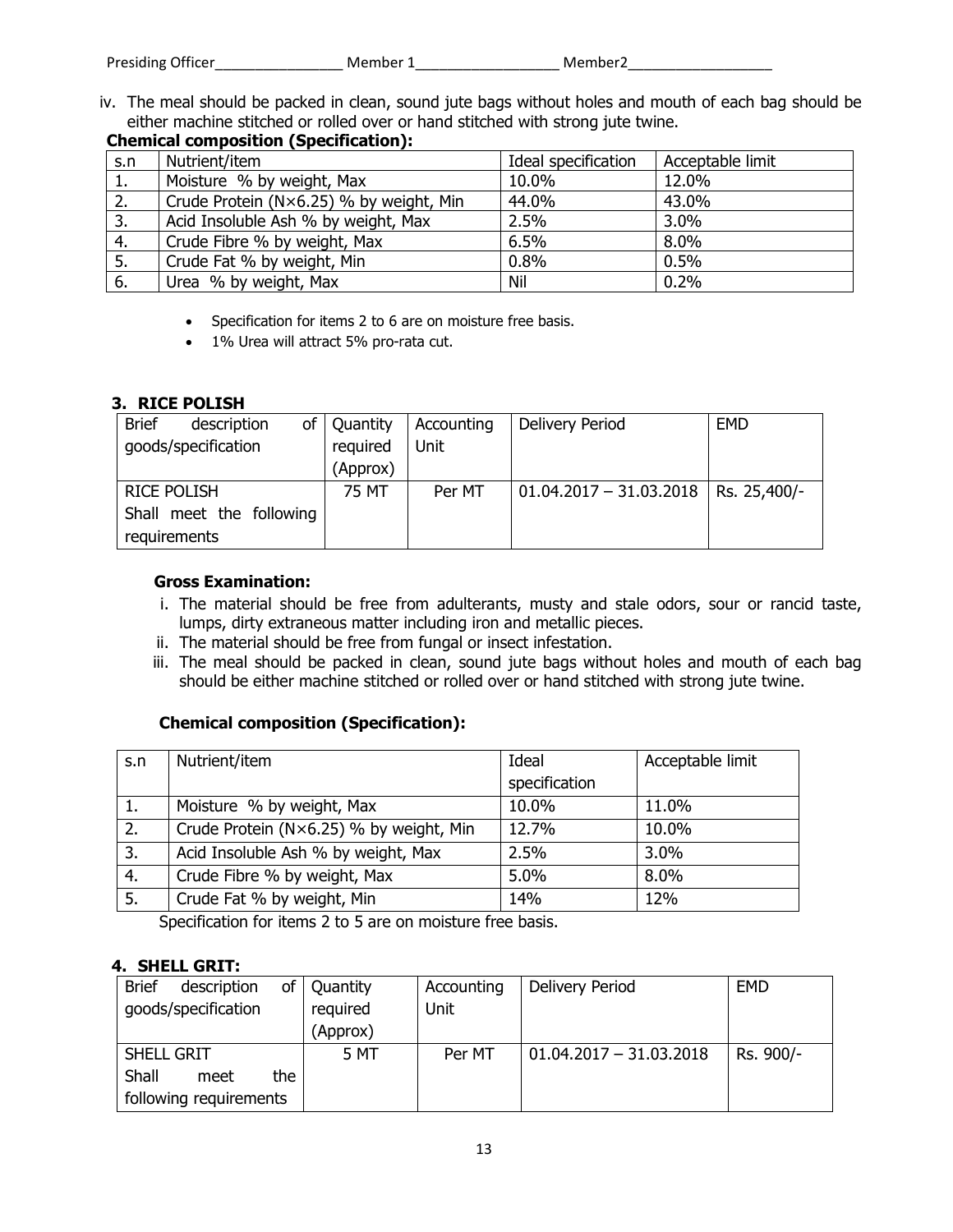iv. The meal should be packed in clean, sound jute bags without holes and mouth of each bag should be either machine stitched or rolled over or hand stitched with strong jute twine.

**Chemical composition (Specification):**

| s.n | Nutrient/item | Ideal specification | Acceptable limit |
|---|---|---|---|
| 1. | Moisture % by weight, Max | 10.0% | 12.0% |
| 2. | Crude Protein (N×6.25) % by weight, Min | 44.0% | 43.0% |
| 3. | Acid Insoluble Ash % by weight, Max | 2.5% | 3.0% |
| 4. | Crude Fibre % by weight, Max | 6.5% | 8.0% |
| 5. | Crude Fat % by weight, Min | 0.8% | 0.5% |
| 6. | Urea % by weight, Max | Nil | 0.2% |

- Specification for items 2 to 6 are on moisture free basis.
- 1% Urea will attract 5% pro-rata cut.

### 3. RICE POLISH

| Brief description of goods/specification | Quantity required (Approx) | Accounting Unit | Delivery Period | EMD |
|---|---|---|---|---|
| RICE POLISH Shall meet the following requirements | 75 MT | Per MT | 01.04.2017 – 31.03.2018 | Rs. 25,400/- |

**Gross Examination:**

i. The material should be free from adulterants, musty and stale odors, sour or rancid taste, lumps, dirty extraneous matter including iron and metallic pieces.
ii. The material should be free from fungal or insect infestation.
iii. The meal should be packed in clean, sound jute bags without holes and mouth of each bag should be either machine stitched or rolled over or hand stitched with strong jute twine.

**Chemical composition (Specification):**

| s.n | Nutrient/item | Ideal specification | Acceptable limit |
|---|---|---|---|
| 1. | Moisture % by weight, Max | 10.0% | 11.0% |
| 2. | Crude Protein (N×6.25) % by weight, Min | 12.7% | 10.0% |
| 3. | Acid Insoluble Ash % by weight, Max | 2.5% | 3.0% |
| 4. | Crude Fibre % by weight, Max | 5.0% | 8.0% |
| 5. | Crude Fat % by weight, Min | 14% | 12% |

Specification for items 2 to 5 are on moisture free basis.

### 4. SHELL GRIT:

| Brief description of goods/specification | Quantity required (Approx) | Accounting Unit | Delivery Period | EMD |
|---|---|---|---|---|
| SHELL GRIT Shall meet the following requirements | 5 MT | Per MT | 01.04.2017 – 31.03.2018 | Rs. 900/- |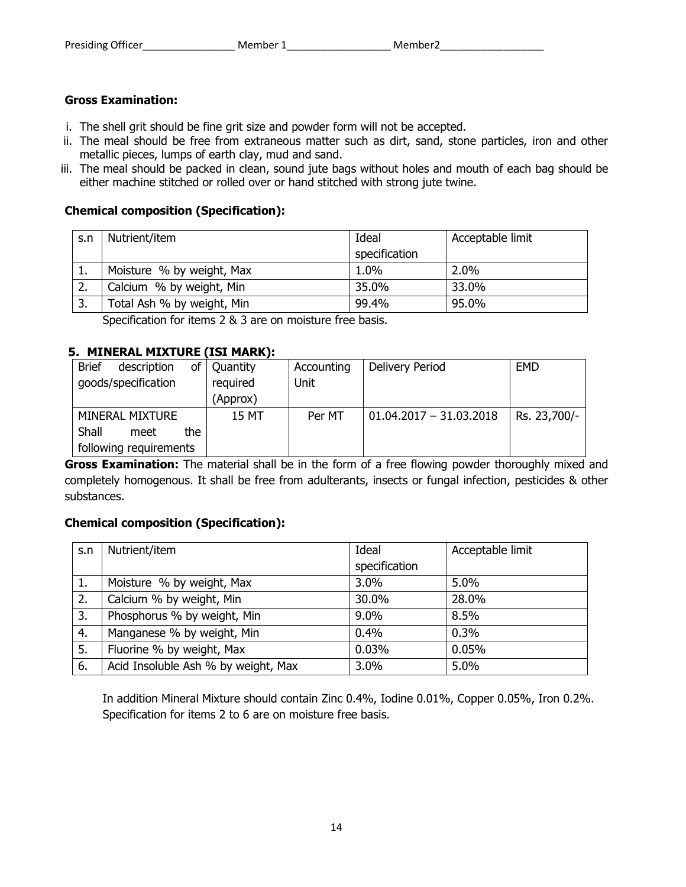Presiding Officer________________ Member 1__________________ Member2__________________

**Gross Examination:**

i. The shell grit should be fine grit size and powder form will not be accepted.
ii. The meal should be free from extraneous matter such as dirt, sand, stone particles, iron and other metallic pieces, lumps of earth clay, mud and sand.
iii. The meal should be packed in clean, sound jute bags without holes and mouth of each bag should be either machine stitched or rolled over or hand stitched with strong jute twine.

**Chemical composition (Specification):**

| s.n | Nutrient/item | Ideal specification | Acceptable limit |
|---|---|---|---|
| 1. | Moisture % by weight, Max | 1.0% | 2.0% |
| 2. | Calcium % by weight, Min | 35.0% | 33.0% |
| 3. | Total Ash % by weight, Min | 99.4% | 95.0% |

Specification for items 2 & 3 are on moisture free basis.

**5. MINERAL MIXTURE (ISI MARK):**

| Brief description of goods/specification | Quantity required (Approx) | Accounting Unit | Delivery Period | EMD |
|---|---|---|---|---|
| MINERAL MIXTURE Shall meet the following requirements | 15 MT | Per MT | 01.04.2017 – 31.03.2018 | Rs. 23,700/- |

**Gross Examination:** The material shall be in the form of a free flowing powder thoroughly mixed and completely homogenous. It shall be free from adulterants, insects or fungal infection, pesticides & other substances.

**Chemical composition (Specification):**

| s.n | Nutrient/item | Ideal specification | Acceptable limit |
|---|---|---|---|
| 1. | Moisture % by weight, Max | 3.0% | 5.0% |
| 2. | Calcium % by weight, Min | 30.0% | 28.0% |
| 3. | Phosphorus % by weight, Min | 9.0% | 8.5% |
| 4. | Manganese % by weight, Min | 0.4% | 0.3% |
| 5. | Fluorine % by weight, Max | 0.03% | 0.05% |
| 6. | Acid Insoluble Ash % by weight, Max | 3.0% | 5.0% |

In addition Mineral Mixture should contain Zinc 0.4%, Iodine 0.01%, Copper 0.05%, Iron 0.2%. Specification for items 2 to 6 are on moisture free basis.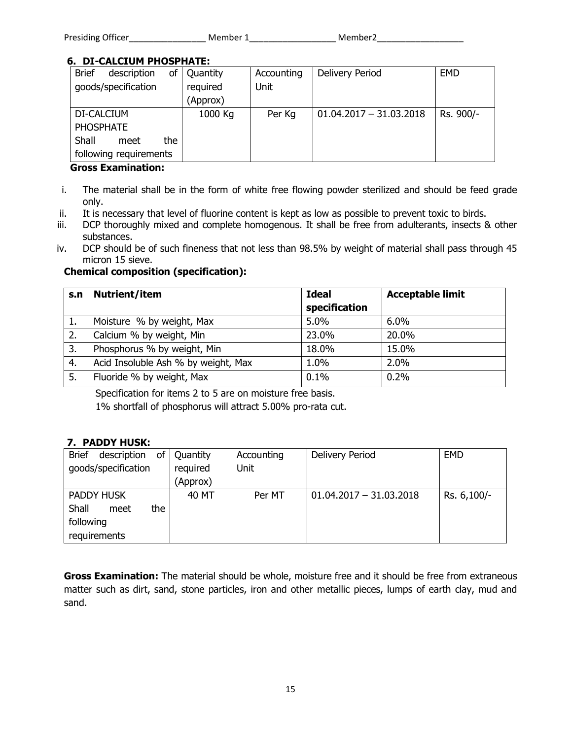Presiding Officer________________ Member 1__________________ Member2__________________

## 6. DI-CALCIUM PHOSPHATE:

| Brief description of goods/specification | Quantity required (Approx) | Accounting Unit | Delivery Period | EMD |
|---|---|---|---|---|
| DI-CALCIUM PHOSPHATE Shall meet the following requirements | 1000 Kg | Per Kg | 01.04.2017 – 31.03.2018 | Rs. 900/- |

**Gross Examination:**

i. The material shall be in the form of white free flowing powder sterilized and should be feed grade only.
ii. It is necessary that level of fluorine content is kept as low as possible to prevent toxic to birds.
iii. DCP thoroughly mixed and complete homogenous. It shall be free from adulterants, insects & other substances.
iv. DCP should be of such fineness that not less than 98.5% by weight of material shall pass through 45 micron 15 sieve.

**Chemical composition (specification):**

| s.n | Nutrient/item | Ideal specification | Acceptable limit |
|---|---|---|---|
| 1. | Moisture % by weight, Max | 5.0% | 6.0% |
| 2. | Calcium % by weight, Min | 23.0% | 20.0% |
| 3. | Phosphorus % by weight, Min | 18.0% | 15.0% |
| 4. | Acid Insoluble Ash % by weight, Max | 1.0% | 2.0% |
| 5. | Fluoride % by weight, Max | 0.1% | 0.2% |

Specification for items 2 to 5 are on moisture free basis.

1% shortfall of phosphorus will attract 5.00% pro-rata cut.

## 7. PADDY HUSK:

| Brief description of goods/specification | Quantity required (Approx) | Accounting Unit | Delivery Period | EMD |
|---|---|---|---|---|
| PADDY HUSK Shall meet the following requirements | 40 MT | Per MT | 01.04.2017 – 31.03.2018 | Rs. 6,100/- |

**Gross Examination:** The material should be whole, moisture free and it should be free from extraneous matter such as dirt, sand, stone particles, iron and other metallic pieces, lumps of earth clay, mud and sand.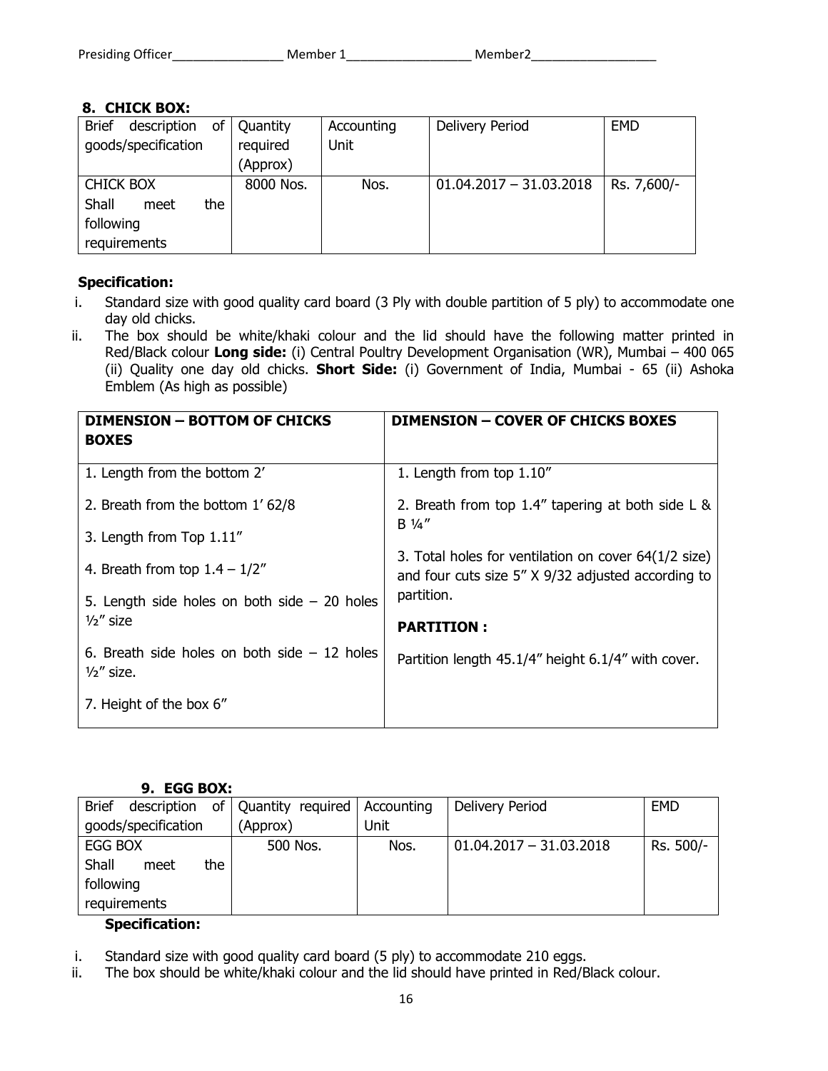Presiding Officer_______________ Member 1_________________ Member2_________________

### 8. CHICK BOX:

| Brief description of goods/specification | Quantity required (Approx) | Accounting Unit | Delivery Period | EMD |
|---|---|---|---|---|
| CHICK BOX Shall meet the following requirements | 8000 Nos. | Nos. | 01.04.2017 – 31.03.2018 | Rs. 7,600/- |

**Specification:**

i. Standard size with good quality card board (3 Ply with double partition of 5 ply) to accommodate one day old chicks.

ii. The box should be white/khaki colour and the lid should have the following matter printed in Red/Black colour **Long side:** (i) Central Poultry Development Organisation (WR), Mumbai – 400 065 (ii) Quality one day old chicks. **Short Side:** (i) Government of India, Mumbai - 65 (ii) Ashoka Emblem (As high as possible)

| DIMENSION – BOTTOM OF CHICKS BOXES | DIMENSION – COVER OF CHICKS BOXES |
|---|---|
| 1. Length from the bottom 2'<br>2. Breath from the bottom 1' 62/8<br>3. Length from Top 1.11"<br>4. Breath from top 1.4 – 1/2"<br>5. Length side holes on both side – 20 holes ½" size<br>6. Breath side holes on both side – 12 holes ½" size.<br>7. Height of the box 6" | 1. Length from top 1.10"<br>2. Breath from top 1.4" tapering at both side L & B ¼"<br>3. Total holes for ventilation on cover 64(1/2 size) and four cuts size 5" X 9/32 adjusted according to partition.<br>**PARTITION :**<br>Partition length 45.1/4" height 6.1/4" with cover. |

### 9. EGG BOX:

| Brief description of goods/specification | Quantity required (Approx) | Accounting Unit | Delivery Period | EMD |
|---|---|---|---|---|
| EGG BOX Shall meet the following requirements | 500 Nos. | Nos. | 01.04.2017 – 31.03.2018 | Rs. 500/- |

**Specification:**

i. Standard size with good quality card board (5 ply) to accommodate 210 eggs.

ii. The box should be white/khaki colour and the lid should have printed in Red/Black colour.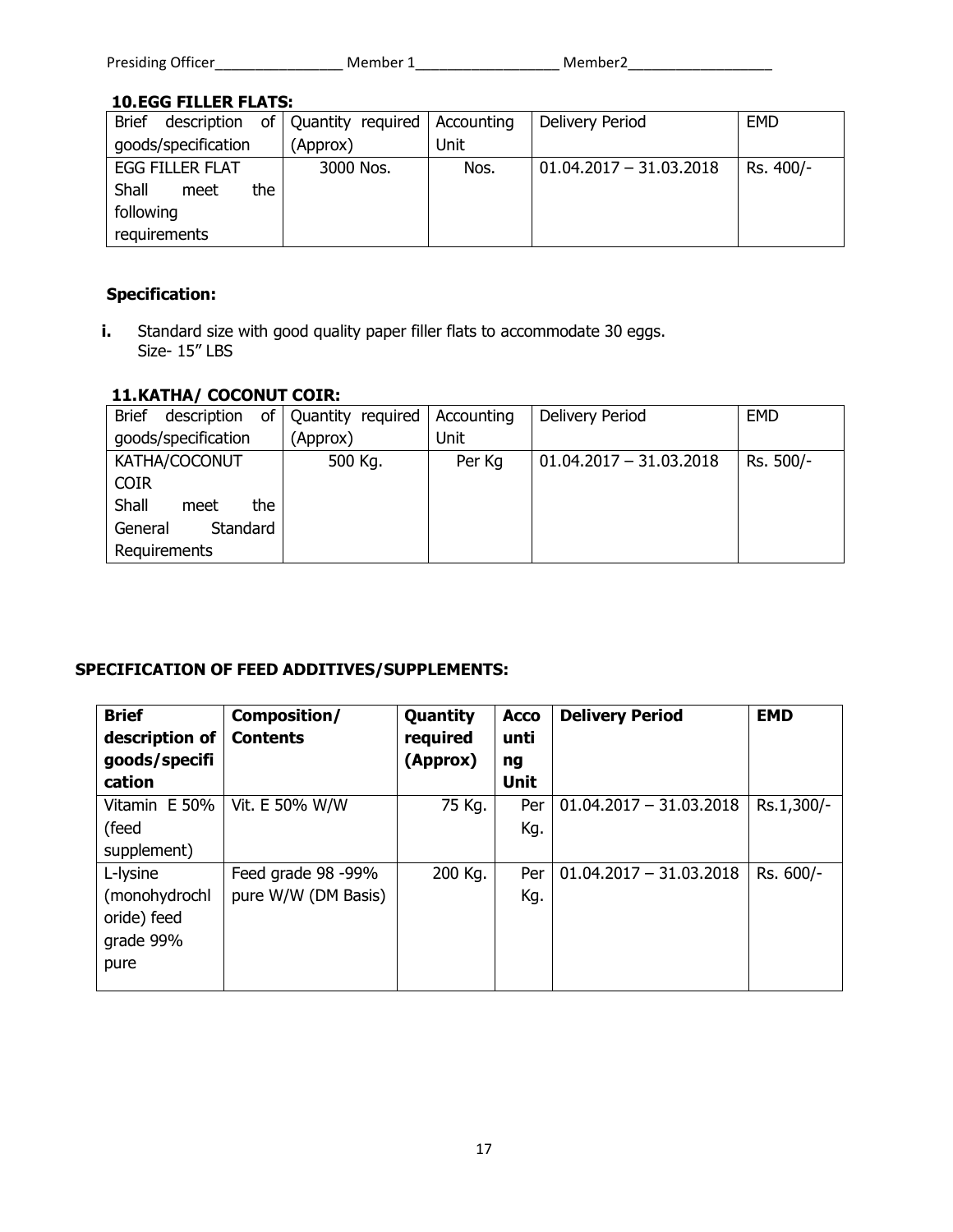Presiding Officer________________ Member 1__________________ Member2__________________

### 10.EGG FILLER FLATS:

| Brief description of goods/specification | Quantity required (Approx) | Accounting Unit | Delivery Period | EMD |
|---|---|---|---|---|
| EGG FILLER FLAT Shall meet the following requirements | 3000 Nos. | Nos. | 01.04.2017 – 31.03.2018 | Rs. 400/- |

**Specification:**

**i.** Standard size with good quality paper filler flats to accommodate 30 eggs.
Size- 15" LBS

### 11.KATHA/ COCONUT COIR:

| Brief description of goods/specification | Quantity required (Approx) | Accounting Unit | Delivery Period | EMD |
|---|---|---|---|---|
| KATHA/COCONUT COIR Shall meet the General Standard Requirements | 500 Kg. | Per Kg | 01.04.2017 – 31.03.2018 | Rs. 500/- |

### SPECIFICATION OF FEED ADDITIVES/SUPPLEMENTS:

| Brief description of goods/specification | Composition/ Contents | Quantity required (Approx) | Accounting Unit | Delivery Period | EMD |
|---|---|---|---|---|---|
| Vitamin E 50% (feed supplement) | Vit. E 50% W/W | 75 Kg. | Per Kg. | 01.04.2017 – 31.03.2018 | Rs.1,300/- |
| L-lysine (monohydrochloride) feed grade 99% pure | Feed grade 98 -99% pure W/W (DM Basis) | 200 Kg. | Per Kg. | 01.04.2017 – 31.03.2018 | Rs. 600/- |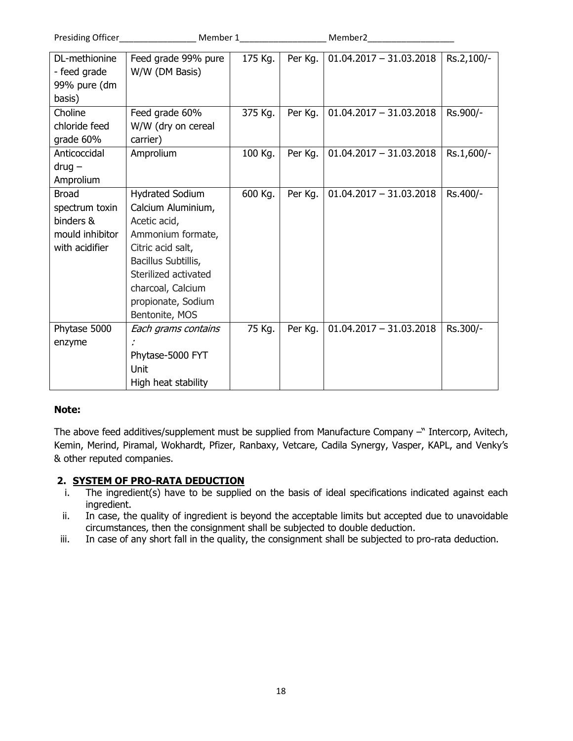Presiding Officer________________ Member 1__________________ Member2__________________

| | | | | | |
|---|---|---|---|---|---|
| DL-methionine - feed grade 99% pure (dm basis) | Feed grade 99% pure W/W (DM Basis) | 175 Kg. | Per Kg. | 01.04.2017 – 31.03.2018 | Rs.2,100/- |
| Choline chloride feed grade 60% | Feed grade 60% W/W (dry on cereal carrier) | 375 Kg. | Per Kg. | 01.04.2017 – 31.03.2018 | Rs.900/- |
| Anticoccidal drug – Amprolium | Amprolium | 100 Kg. | Per Kg. | 01.04.2017 – 31.03.2018 | Rs.1,600/- |
| Broad spectrum toxin binders & mould inhibitor with acidifier | Hydrated Sodium Calcium Aluminium, Acetic acid, Ammonium formate, Citric acid salt, Bacillus Subtillis, Sterilized activated charcoal, Calcium propionate, Sodium Bentonite, MOS | 600 Kg. | Per Kg. | 01.04.2017 – 31.03.2018 | Rs.400/- |
| Phytase 5000 enzyme | *Each grams contains :* Phytase-5000 FYT Unit High heat stability | 75 Kg. | Per Kg. | 01.04.2017 – 31.03.2018 | Rs.300/- |

**Note:**

The above feed additives/supplement must be supplied from Manufacture Company –" Intercorp, Avitech, Kemin, Merind, Piramal, Wokhardt, Pfizer, Ranbaxy, Vetcare, Cadila Synergy, Vasper, KAPL, and Venky's & other reputed companies.

**2. SYSTEM OF PRO-RATA DEDUCTION**

i. The ingredient(s) have to be supplied on the basis of ideal specifications indicated against each ingredient.
ii. In case, the quality of ingredient is beyond the acceptable limits but accepted due to unavoidable circumstances, then the consignment shall be subjected to double deduction.
iii. In case of any short fall in the quality, the consignment shall be subjected to pro-rata deduction.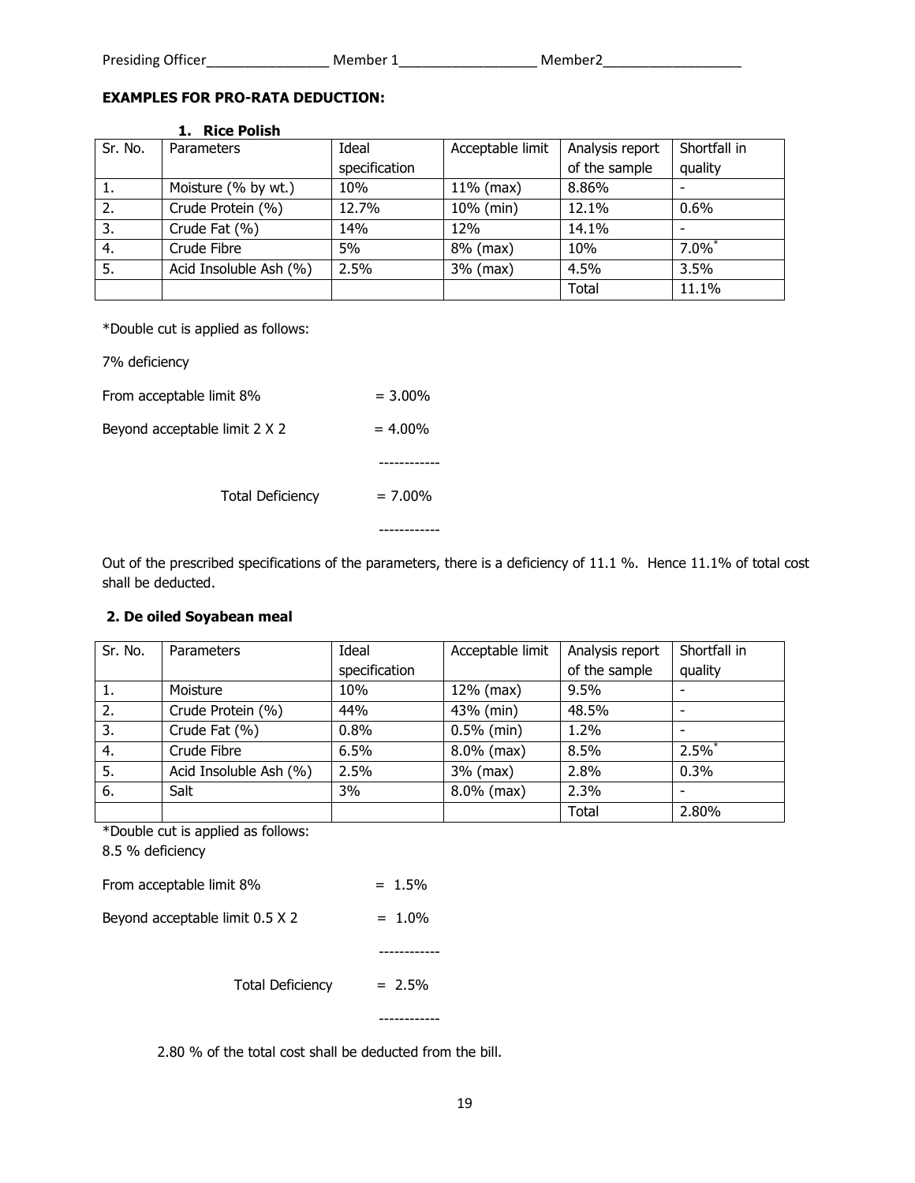Presiding Officer________________ Member 1__________________ Member2__________________

**EXAMPLES FOR PRO-RATA DEDUCTION:**

**1. Rice Polish**

| Sr. No. | Parameters | Ideal specification | Acceptable limit | Analysis report of the sample | Shortfall in quality |
|---|---|---|---|---|---|
| 1. | Moisture (% by wt.) | 10% | 11% (max) | 8.86% | - |
| 2. | Crude Protein (%) | 12.7% | 10% (min) | 12.1% | 0.6% |
| 3. | Crude Fat (%) | 14% | 12% | 14.1% | - |
| 4. | Crude Fibre | 5% | 8% (max) | 10% | 7.0%* |
| 5. | Acid Insoluble Ash (%) | 2.5% | 3% (max) | 4.5% | 3.5% |
| | | | | Total | 11.1% |

*Double cut is applied as follows:

7% deficiency

From acceptable limit 8% = 3.00%

Beyond acceptable limit 2 X 2 = 4.00%

------------

Total Deficiency = 7.00%

------------

Out of the prescribed specifications of the parameters, there is a deficiency of 11.1 %. Hence 11.1% of total cost shall be deducted.

**2. De oiled Soyabean meal**

| Sr. No. | Parameters | Ideal specification | Acceptable limit | Analysis report of the sample | Shortfall in quality |
|---|---|---|---|---|---|
| 1. | Moisture | 10% | 12% (max) | 9.5% | - |
| 2. | Crude Protein (%) | 44% | 43% (min) | 48.5% | - |
| 3. | Crude Fat (%) | 0.8% | 0.5% (min) | 1.2% | - |
| 4. | Crude Fibre | 6.5% | 8.0% (max) | 8.5% | 2.5%* |
| 5. | Acid Insoluble Ash (%) | 2.5% | 3% (max) | 2.8% | 0.3% |
| 6. | Salt | 3% | 8.0% (max) | 2.3% | - |
| | | | | Total | 2.80% |

*Double cut is applied as follows:

8.5 % deficiency

From acceptable limit 8% = 1.5%

Beyond acceptable limit 0.5 X 2 = 1.0%

------------

Total Deficiency = 2.5%

------------

2.80 % of the total cost shall be deducted from the bill.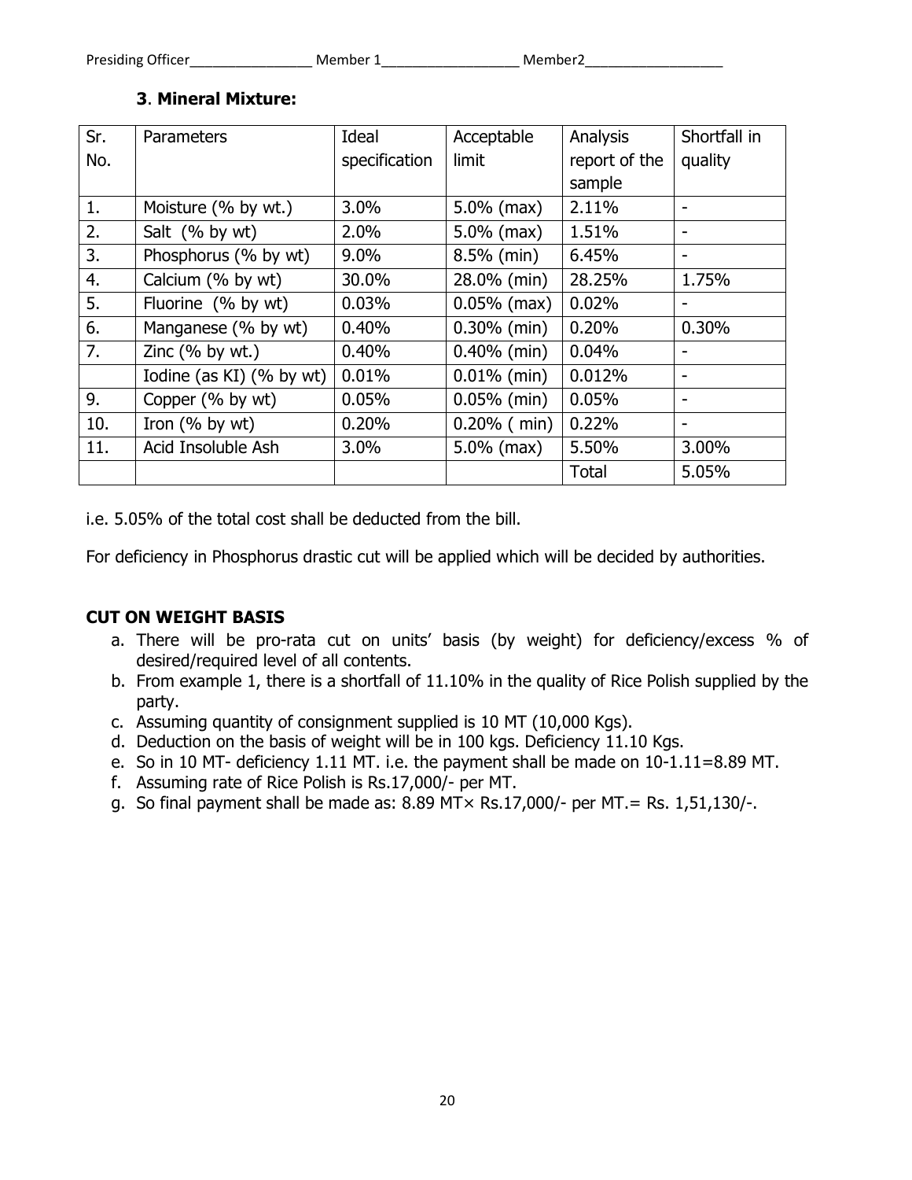Presiding Officer________________ Member 1__________________ Member2__________________

### 3. Mineral Mixture:

| Sr. No. | Parameters | Ideal specification | Acceptable limit | Analysis report of the sample | Shortfall in quality |
|---|---|---|---|---|---|
| 1. | Moisture (% by wt.) | 3.0% | 5.0% (max) | 2.11% | - |
| 2. | Salt (% by wt) | 2.0% | 5.0% (max) | 1.51% | - |
| 3. | Phosphorus (% by wt) | 9.0% | 8.5% (min) | 6.45% | - |
| 4. | Calcium (% by wt) | 30.0% | 28.0% (min) | 28.25% | 1.75% |
| 5. | Fluorine (% by wt) | 0.03% | 0.05% (max) | 0.02% | - |
| 6. | Manganese (% by wt) | 0.40% | 0.30% (min) | 0.20% | 0.30% |
| 7. | Zinc (% by wt.) | 0.40% | 0.40% (min) | 0.04% | - |
| | Iodine (as KI) (% by wt) | 0.01% | 0.01% (min) | 0.012% | - |
| 9. | Copper (% by wt) | 0.05% | 0.05% (min) | 0.05% | - |
| 10. | Iron (% by wt) | 0.20% | 0.20% ( min) | 0.22% | - |
| 11. | Acid Insoluble Ash | 3.0% | 5.0% (max) | 5.50% | 3.00% |
| | | | | Total | 5.05% |

i.e. 5.05% of the total cost shall be deducted from the bill.

For deficiency in Phosphorus drastic cut will be applied which will be decided by authorities.

**CUT ON WEIGHT BASIS**

a. There will be pro-rata cut on units' basis (by weight) for deficiency/excess % of desired/required level of all contents.
b. From example 1, there is a shortfall of 11.10% in the quality of Rice Polish supplied by the party.
c. Assuming quantity of consignment supplied is 10 MT (10,000 Kgs).
d. Deduction on the basis of weight will be in 100 kgs. Deficiency 11.10 Kgs.
e. So in 10 MT- deficiency 1.11 MT. i.e. the payment shall be made on 10-1.11=8.89 MT.
f. Assuming rate of Rice Polish is Rs.17,000/- per MT.
g. So final payment shall be made as: 8.89 MT× Rs.17,000/- per MT.= Rs. 1,51,130/-.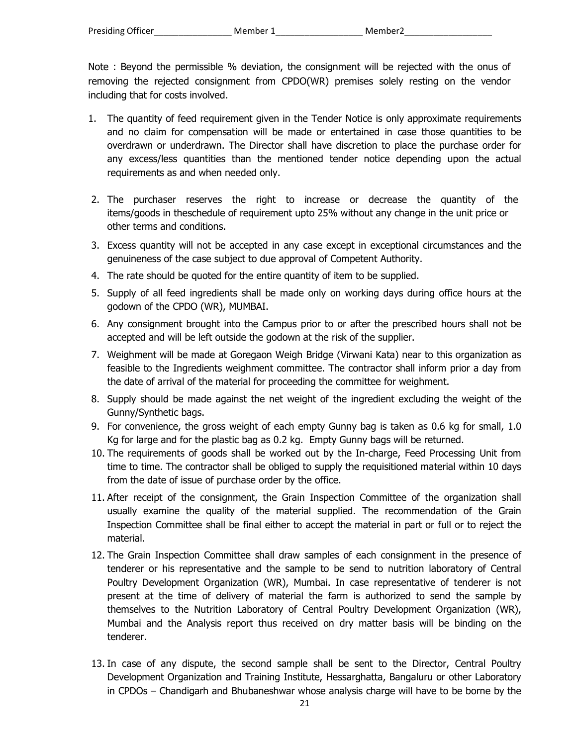Presiding Officer________________ Member 1__________________ Member2__________________

Note : Beyond the permissible % deviation, the consignment will be rejected with the onus of removing the rejected consignment from CPDO(WR) premises solely resting on the vendor including that for costs involved.

1. The quantity of feed requirement given in the Tender Notice is only approximate requirements and no claim for compensation will be made or entertained in case those quantities to be overdrawn or underdrawn. The Director shall have discretion to place the purchase order for any excess/less quantities than the mentioned tender notice depending upon the actual requirements as and when needed only.
2. The purchaser reserves the right to increase or decrease the quantity of the items/goods in theschedule of requirement upto 25% without any change in the unit price or other terms and conditions.
3. Excess quantity will not be accepted in any case except in exceptional circumstances and the genuineness of the case subject to due approval of Competent Authority.
4. The rate should be quoted for the entire quantity of item to be supplied.
5. Supply of all feed ingredients shall be made only on working days during office hours at the godown of the CPDO (WR), MUMBAI.
6. Any consignment brought into the Campus prior to or after the prescribed hours shall not be accepted and will be left outside the godown at the risk of the supplier.
7. Weighment will be made at Goregaon Weigh Bridge (Virwani Kata) near to this organization as feasible to the Ingredients weighment committee. The contractor shall inform prior a day from the date of arrival of the material for proceeding the committee for weighment.
8. Supply should be made against the net weight of the ingredient excluding the weight of the Gunny/Synthetic bags.
9. For convenience, the gross weight of each empty Gunny bag is taken as 0.6 kg for small, 1.0 Kg for large and for the plastic bag as 0.2 kg. Empty Gunny bags will be returned.
10. The requirements of goods shall be worked out by the In-charge, Feed Processing Unit from time to time. The contractor shall be obliged to supply the requisitioned material within 10 days from the date of issue of purchase order by the office.
11. After receipt of the consignment, the Grain Inspection Committee of the organization shall usually examine the quality of the material supplied. The recommendation of the Grain Inspection Committee shall be final either to accept the material in part or full or to reject the material.
12. The Grain Inspection Committee shall draw samples of each consignment in the presence of tenderer or his representative and the sample to be send to nutrition laboratory of Central Poultry Development Organization (WR), Mumbai. In case representative of tenderer is not present at the time of delivery of material the farm is authorized to send the sample by themselves to the Nutrition Laboratory of Central Poultry Development Organization (WR), Mumbai and the Analysis report thus received on dry matter basis will be binding on the tenderer.
13. In case of any dispute, the second sample shall be sent to the Director, Central Poultry Development Organization and Training Institute, Hessarghatta, Bangaluru or other Laboratory in CPDOs – Chandigarh and Bhubaneshwar whose analysis charge will have to be borne by the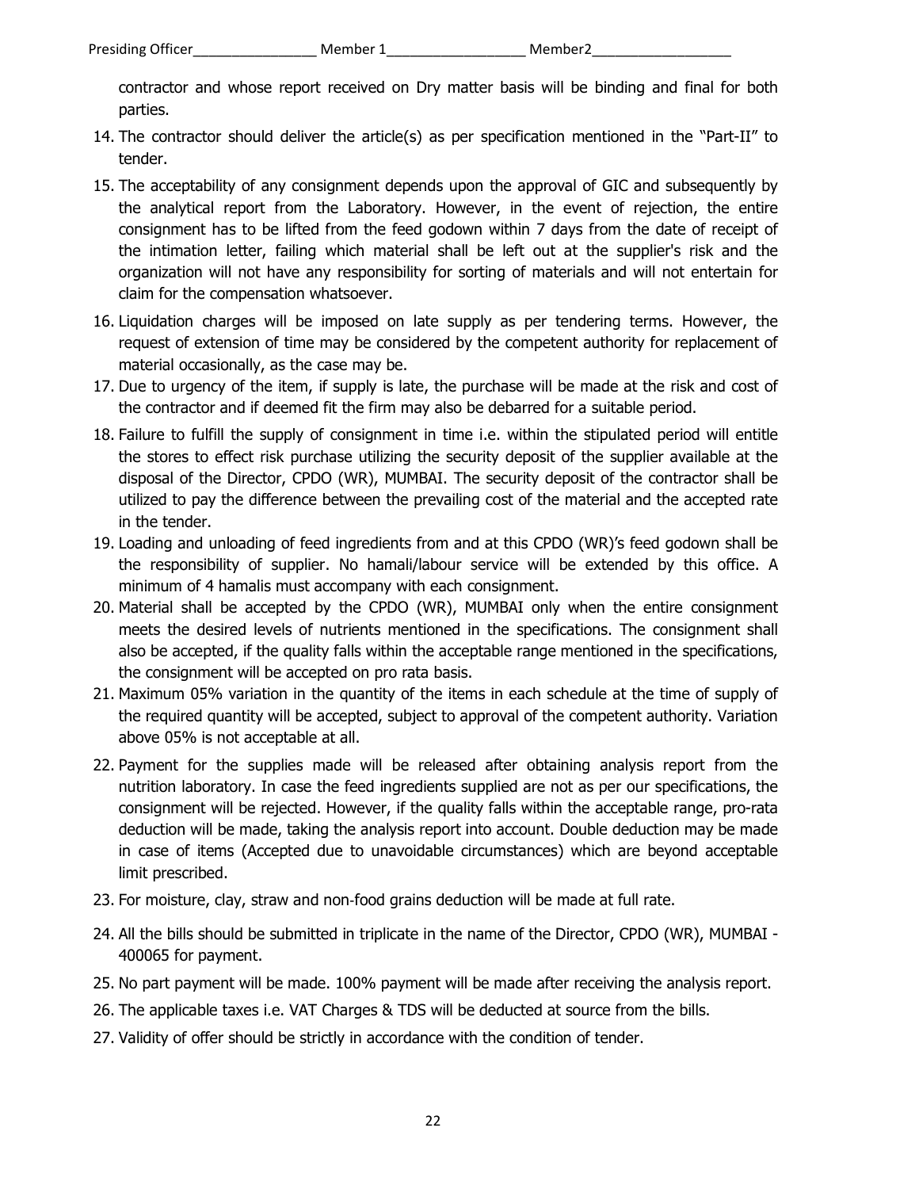contractor and whose report received on Dry matter basis will be binding and final for both parties.

14. The contractor should deliver the article(s) as per specification mentioned in the "Part-II" to tender.
15. The acceptability of any consignment depends upon the approval of GIC and subsequently by the analytical report from the Laboratory. However, in the event of rejection, the entire consignment has to be lifted from the feed godown within 7 days from the date of receipt of the intimation letter, failing which material shall be left out at the supplier's risk and the organization will not have any responsibility for sorting of materials and will not entertain for claim for the compensation whatsoever.
16. Liquidation charges will be imposed on late supply as per tendering terms. However, the request of extension of time may be considered by the competent authority for replacement of material occasionally, as the case may be.
17. Due to urgency of the item, if supply is late, the purchase will be made at the risk and cost of the contractor and if deemed fit the firm may also be debarred for a suitable period.
18. Failure to fulfill the supply of consignment in time i.e. within the stipulated period will entitle the stores to effect risk purchase utilizing the security deposit of the supplier available at the disposal of the Director, CPDO (WR), MUMBAI. The security deposit of the contractor shall be utilized to pay the difference between the prevailing cost of the material and the accepted rate in the tender.
19. Loading and unloading of feed ingredients from and at this CPDO (WR)'s feed godown shall be the responsibility of supplier. No hamali/labour service will be extended by this office. A minimum of 4 hamalis must accompany with each consignment.
20. Material shall be accepted by the CPDO (WR), MUMBAI only when the entire consignment meets the desired levels of nutrients mentioned in the specifications. The consignment shall also be accepted, if the quality falls within the acceptable range mentioned in the specifications, the consignment will be accepted on pro rata basis.
21. Maximum 05% variation in the quantity of the items in each schedule at the time of supply of the required quantity will be accepted, subject to approval of the competent authority. Variation above 05% is not acceptable at all.
22. Payment for the supplies made will be released after obtaining analysis report from the nutrition laboratory. In case the feed ingredients supplied are not as per our specifications, the consignment will be rejected. However, if the quality falls within the acceptable range, pro-rata deduction will be made, taking the analysis report into account. Double deduction may be made in case of items (Accepted due to unavoidable circumstances) which are beyond acceptable limit prescribed.
23. For moisture, clay, straw and non-food grains deduction will be made at full rate.
24. All the bills should be submitted in triplicate in the name of the Director, CPDO (WR), MUMBAI - 400065 for payment.
25. No part payment will be made. 100% payment will be made after receiving the analysis report.
26. The applicable taxes i.e. VAT Charges & TDS will be deducted at source from the bills.
27. Validity of offer should be strictly in accordance with the condition of tender.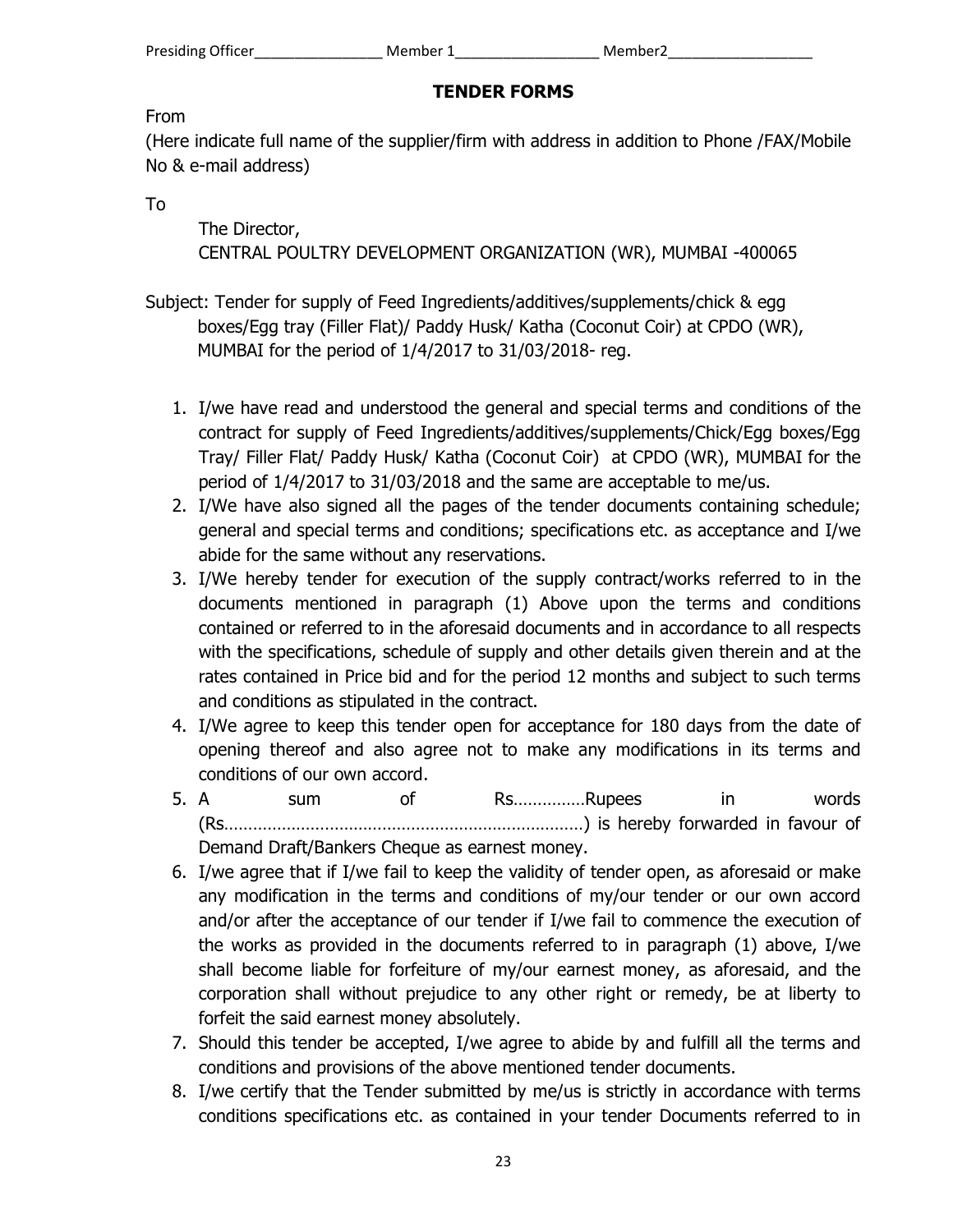## TENDER FORMS

From

(Here indicate full name of the supplier/firm with address in addition to Phone /FAX/Mobile No & e-mail address)

To

The Director,
CENTRAL POULTRY DEVELOPMENT ORGANIZATION (WR), MUMBAI -400065

Subject: Tender for supply of Feed Ingredients/additives/supplements/chick & egg boxes/Egg tray (Filler Flat)/ Paddy Husk/ Katha (Coconut Coir) at CPDO (WR), MUMBAI for the period of 1/4/2017 to 31/03/2018- reg.

1. I/we have read and understood the general and special terms and conditions of the contract for supply of Feed Ingredients/additives/supplements/Chick/Egg boxes/Egg Tray/ Filler Flat/ Paddy Husk/ Katha (Coconut Coir) at CPDO (WR), MUMBAI for the period of 1/4/2017 to 31/03/2018 and the same are acceptable to me/us.
2. I/We have also signed all the pages of the tender documents containing schedule; general and special terms and conditions; specifications etc. as acceptance and I/we abide for the same without any reservations.
3. I/We hereby tender for execution of the supply contract/works referred to in the documents mentioned in paragraph (1) Above upon the terms and conditions contained or referred to in the aforesaid documents and in accordance to all respects with the specifications, schedule of supply and other details given therein and at the rates contained in Price bid and for the period 12 months and subject to such terms and conditions as stipulated in the contract.
4. I/We agree to keep this tender open for acceptance for 180 days from the date of opening thereof and also agree not to make any modifications in its terms and conditions of our own accord.
5. A sum of Rs……………Rupees in words (Rs…………………………………………………………………) is hereby forwarded in favour of Demand Draft/Bankers Cheque as earnest money.
6. I/we agree that if I/we fail to keep the validity of tender open, as aforesaid or make any modification in the terms and conditions of my/our tender or our own accord and/or after the acceptance of our tender if I/we fail to commence the execution of the works as provided in the documents referred to in paragraph (1) above, I/we shall become liable for forfeiture of my/our earnest money, as aforesaid, and the corporation shall without prejudice to any other right or remedy, be at liberty to forfeit the said earnest money absolutely.
7. Should this tender be accepted, I/we agree to abide by and fulfill all the terms and conditions and provisions of the above mentioned tender documents.
8. I/we certify that the Tender submitted by me/us is strictly in accordance with terms conditions specifications etc. as contained in your tender Documents referred to in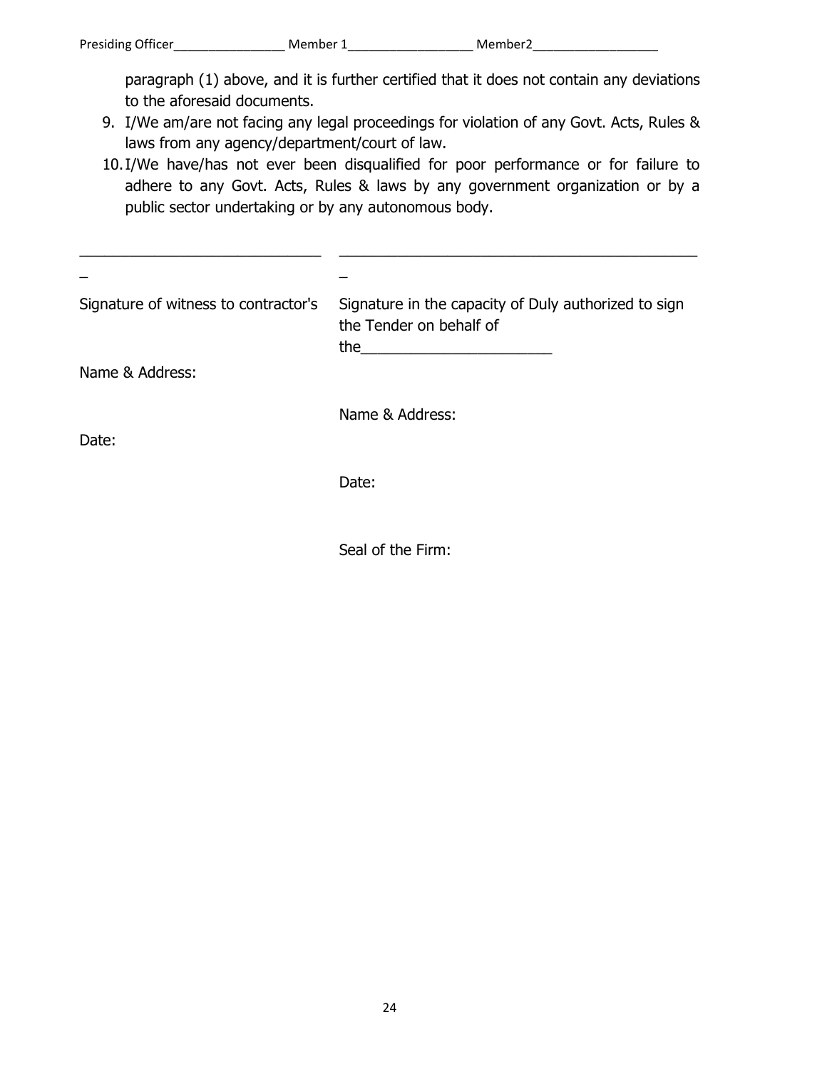paragraph (1) above, and it is further certified that it does not contain any deviations to the aforesaid documents.

9. I/We am/are not facing any legal proceedings for violation of any Govt. Acts, Rules & laws from any agency/department/court of law.
10. I/We have/has not ever been disqualified for poor performance or for failure to adhere to any Govt. Acts, Rules & laws by any government organization or by a public sector undertaking or by any autonomous body.

| ______________________________ | ____________________________________________ |
|---|---|
| Signature of witness to contractor's | Signature in the capacity of Duly authorized to sign the Tender on behalf of the_______________________ |
| Name & Address: | Name & Address: |
| Date: | Date: |
| | Seal of the Firm: |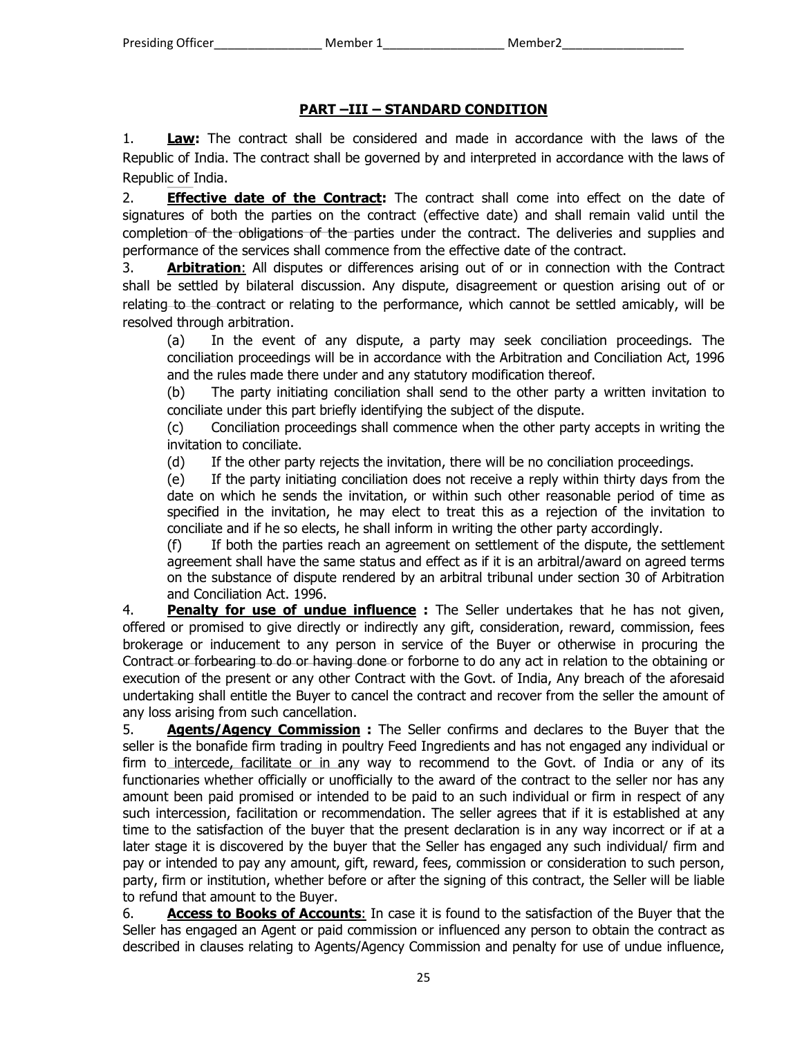## PART –III – STANDARD CONDITION

1. **Law:** The contract shall be considered and made in accordance with the laws of the Republic of India. The contract shall be governed by and interpreted in accordance with the laws of Republic of India.

2. **Effective date of the Contract:** The contract shall come into effect on the date of signatures of both the parties on the contract (effective date) and shall remain valid until the completion of the obligations of the parties under the contract. The deliveries and supplies and performance of the services shall commence from the effective date of the contract.

3. **Arbitration**: All disputes or differences arising out of or in connection with the Contract shall be settled by bilateral discussion. Any dispute, disagreement or question arising out of or relating to the contract or relating to the performance, which cannot be settled amicably, will be resolved through arbitration.

   (a) In the event of any dispute, a party may seek conciliation proceedings. The conciliation proceedings will be in accordance with the Arbitration and Conciliation Act, 1996 and the rules made there under and any statutory modification thereof.

   (b) The party initiating conciliation shall send to the other party a written invitation to conciliate under this part briefly identifying the subject of the dispute.

   (c) Conciliation proceedings shall commence when the other party accepts in writing the invitation to conciliate.

   (d) If the other party rejects the invitation, there will be no conciliation proceedings.

   (e) If the party initiating conciliation does not receive a reply within thirty days from the date on which he sends the invitation, or within such other reasonable period of time as specified in the invitation, he may elect to treat this as a rejection of the invitation to conciliate and if he so elects, he shall inform in writing the other party accordingly.

   (f) If both the parties reach an agreement on settlement of the dispute, the settlement agreement shall have the same status and effect as if it is an arbitral/award on agreed terms on the substance of dispute rendered by an arbitral tribunal under section 30 of Arbitration and Conciliation Act. 1996.

4. **Penalty for use of undue influence :** The Seller undertakes that he has not given, offered or promised to give directly or indirectly any gift, consideration, reward, commission, fees brokerage or inducement to any person in service of the Buyer or otherwise in procuring the Contract or forbearing to do or having done or forborne to do any act in relation to the obtaining or execution of the present or any other Contract with the Govt. of India, Any breach of the aforesaid undertaking shall entitle the Buyer to cancel the contract and recover from the seller the amount of any loss arising from such cancellation.

5. **Agents/Agency Commission :** The Seller confirms and declares to the Buyer that the seller is the bonafide firm trading in poultry Feed Ingredients and has not engaged any individual or firm to intercede, facilitate or in any way to recommend to the Govt. of India or any of its functionaries whether officially or unofficially to the award of the contract to the seller nor has any amount been paid promised or intended to be paid to an such individual or firm in respect of any such intercession, facilitation or recommendation. The seller agrees that if it is established at any time to the satisfaction of the buyer that the present declaration is in any way incorrect or if at a later stage it is discovered by the buyer that the Seller has engaged any such individual/ firm and pay or intended to pay any amount, gift, reward, fees, commission or consideration to such person, party, firm or institution, whether before or after the signing of this contract, the Seller will be liable to refund that amount to the Buyer.

6. **Access to Books of Accounts**: In case it is found to the satisfaction of the Buyer that the Seller has engaged an Agent or paid commission or influenced any person to obtain the contract as described in clauses relating to Agents/Agency Commission and penalty for use of undue influence,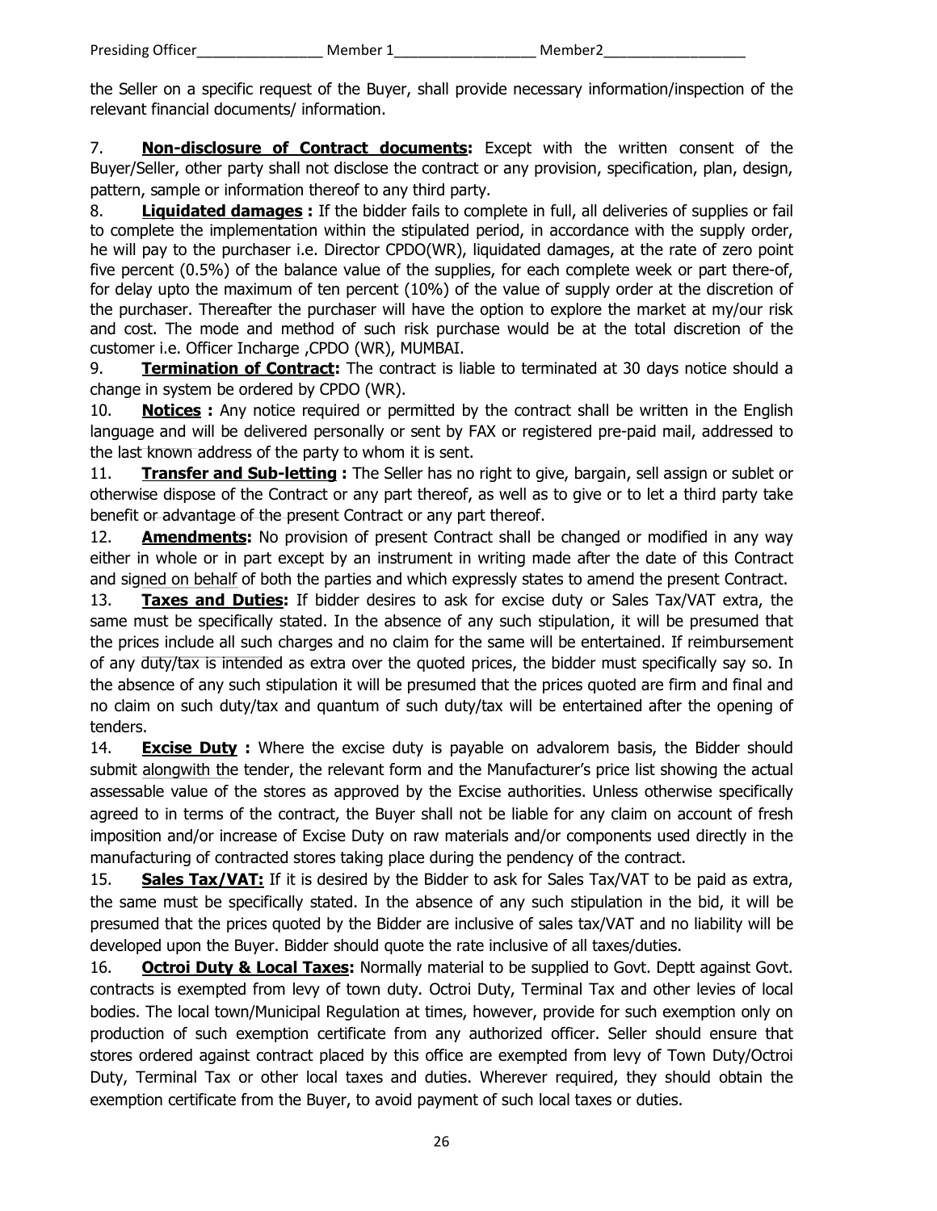the Seller on a specific request of the Buyer, shall provide necessary information/inspection of the relevant financial documents/ information.

7. **Non-disclosure of Contract documents:** Except with the written consent of the Buyer/Seller, other party shall not disclose the contract or any provision, specification, plan, design, pattern, sample or information thereof to any third party.

8. **Liquidated damages :** If the bidder fails to complete in full, all deliveries of supplies or fail to complete the implementation within the stipulated period, in accordance with the supply order, he will pay to the purchaser i.e. Director CPDO(WR), liquidated damages, at the rate of zero point five percent (0.5%) of the balance value of the supplies, for each complete week or part there-of, for delay upto the maximum of ten percent (10%) of the value of supply order at the discretion of the purchaser. Thereafter the purchaser will have the option to explore the market at my/our risk and cost. The mode and method of such risk purchase would be at the total discretion of the customer i.e. Officer Incharge ,CPDO (WR), MUMBAI.

9. **Termination of Contract:** The contract is liable to terminated at 30 days notice should a change in system be ordered by CPDO (WR).

10. **Notices :** Any notice required or permitted by the contract shall be written in the English language and will be delivered personally or sent by FAX or registered pre-paid mail, addressed to the last known address of the party to whom it is sent.

11. **Transfer and Sub-letting :** The Seller has no right to give, bargain, sell assign or sublet or otherwise dispose of the Contract or any part thereof, as well as to give or to let a third party take benefit or advantage of the present Contract or any part thereof.

12. **Amendments:** No provision of present Contract shall be changed or modified in any way either in whole or in part except by an instrument in writing made after the date of this Contract and signed on behalf of both the parties and which expressly states to amend the present Contract.

13. **Taxes and Duties:** If bidder desires to ask for excise duty or Sales Tax/VAT extra, the same must be specifically stated. In the absence of any such stipulation, it will be presumed that the prices include all such charges and no claim for the same will be entertained. If reimbursement of any duty/tax is intended as extra over the quoted prices, the bidder must specifically say so. In the absence of any such stipulation it will be presumed that the prices quoted are firm and final and no claim on such duty/tax and quantum of such duty/tax will be entertained after the opening of tenders.

14. **Excise Duty :** Where the excise duty is payable on advalorem basis, the Bidder should submit alongwith the tender, the relevant form and the Manufacturer's price list showing the actual assessable value of the stores as approved by the Excise authorities. Unless otherwise specifically agreed to in terms of the contract, the Buyer shall not be liable for any claim on account of fresh imposition and/or increase of Excise Duty on raw materials and/or components used directly in the manufacturing of contracted stores taking place during the pendency of the contract.

15. **Sales Tax/VAT:** If it is desired by the Bidder to ask for Sales Tax/VAT to be paid as extra, the same must be specifically stated. In the absence of any such stipulation in the bid, it will be presumed that the prices quoted by the Bidder are inclusive of sales tax/VAT and no liability will be developed upon the Buyer. Bidder should quote the rate inclusive of all taxes/duties.

16. **Octroi Duty & Local Taxes:** Normally material to be supplied to Govt. Deptt against Govt. contracts is exempted from levy of town duty. Octroi Duty, Terminal Tax and other levies of local bodies. The local town/Municipal Regulation at times, however, provide for such exemption only on production of such exemption certificate from any authorized officer. Seller should ensure that stores ordered against contract placed by this office are exempted from levy of Town Duty/Octroi Duty, Terminal Tax or other local taxes and duties. Wherever required, they should obtain the exemption certificate from the Buyer, to avoid payment of such local taxes or duties.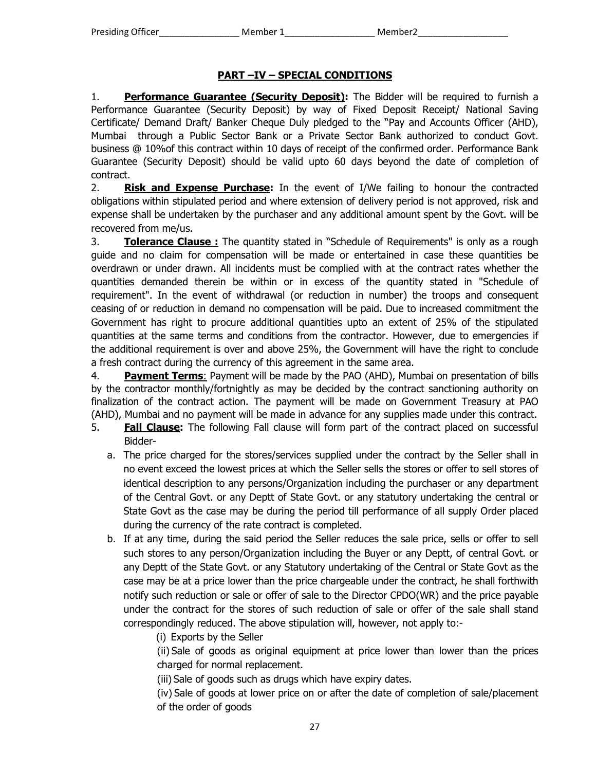## PART –IV – SPECIAL CONDITIONS

1. **Performance Guarantee (Security Deposit):** The Bidder will be required to furnish a Performance Guarantee (Security Deposit) by way of Fixed Deposit Receipt/ National Saving Certificate/ Demand Draft/ Banker Cheque Duly pledged to the "Pay and Accounts Officer (AHD), Mumbai through a Public Sector Bank or a Private Sector Bank authorized to conduct Govt. business @ 10%of this contract within 10 days of receipt of the confirmed order. Performance Bank Guarantee (Security Deposit) should be valid upto 60 days beyond the date of completion of contract.

2. **Risk and Expense Purchase:** In the event of I/We failing to honour the contracted obligations within stipulated period and where extension of delivery period is not approved, risk and expense shall be undertaken by the purchaser and any additional amount spent by the Govt. will be recovered from me/us.

3. **Tolerance Clause :** The quantity stated in "Schedule of Requirements" is only as a rough guide and no claim for compensation will be made or entertained in case these quantities be overdrawn or under drawn. All incidents must be complied with at the contract rates whether the quantities demanded therein be within or in excess of the quantity stated in "Schedule of requirement". In the event of withdrawal (or reduction in number) the troops and consequent ceasing of or reduction in demand no compensation will be paid. Due to increased commitment the Government has right to procure additional quantities upto an extent of 25% of the stipulated quantities at the same terms and conditions from the contractor. However, due to emergencies if the additional requirement is over and above 25%, the Government will have the right to conclude a fresh contract during the currency of this agreement in the same area.

4. **Payment Terms**: Payment will be made by the PAO (AHD), Mumbai on presentation of bills by the contractor monthly/fortnightly as may be decided by the contract sanctioning authority on finalization of the contract action. The payment will be made on Government Treasury at PAO (AHD), Mumbai and no payment will be made in advance for any supplies made under this contract.

5. **Fall Clause:** The following Fall clause will form part of the contract placed on successful Bidder-

   a. The price charged for the stores/services supplied under the contract by the Seller shall in no event exceed the lowest prices at which the Seller sells the stores or offer to sell stores of identical description to any persons/Organization including the purchaser or any department of the Central Govt. or any Deptt of State Govt. or any statutory undertaking the central or State Govt as the case may be during the period till performance of all supply Order placed during the currency of the rate contract is completed.

   b. If at any time, during the said period the Seller reduces the sale price, sells or offer to sell such stores to any person/Organization including the Buyer or any Deptt, of central Govt. or any Deptt of the State Govt. or any Statutory undertaking of the Central or State Govt as the case may be at a price lower than the price chargeable under the contract, he shall forthwith notify such reduction or sale or offer of sale to the Director CPDO(WR) and the price payable under the contract for the stores of such reduction of sale or offer of the sale shall stand correspondingly reduced. The above stipulation will, however, not apply to:-

      (i) Exports by the Seller

      (ii) Sale of goods as original equipment at price lower than lower than the prices charged for normal replacement.

      (iii) Sale of goods such as drugs which have expiry dates.

      (iv) Sale of goods at lower price on or after the date of completion of sale/placement of the order of goods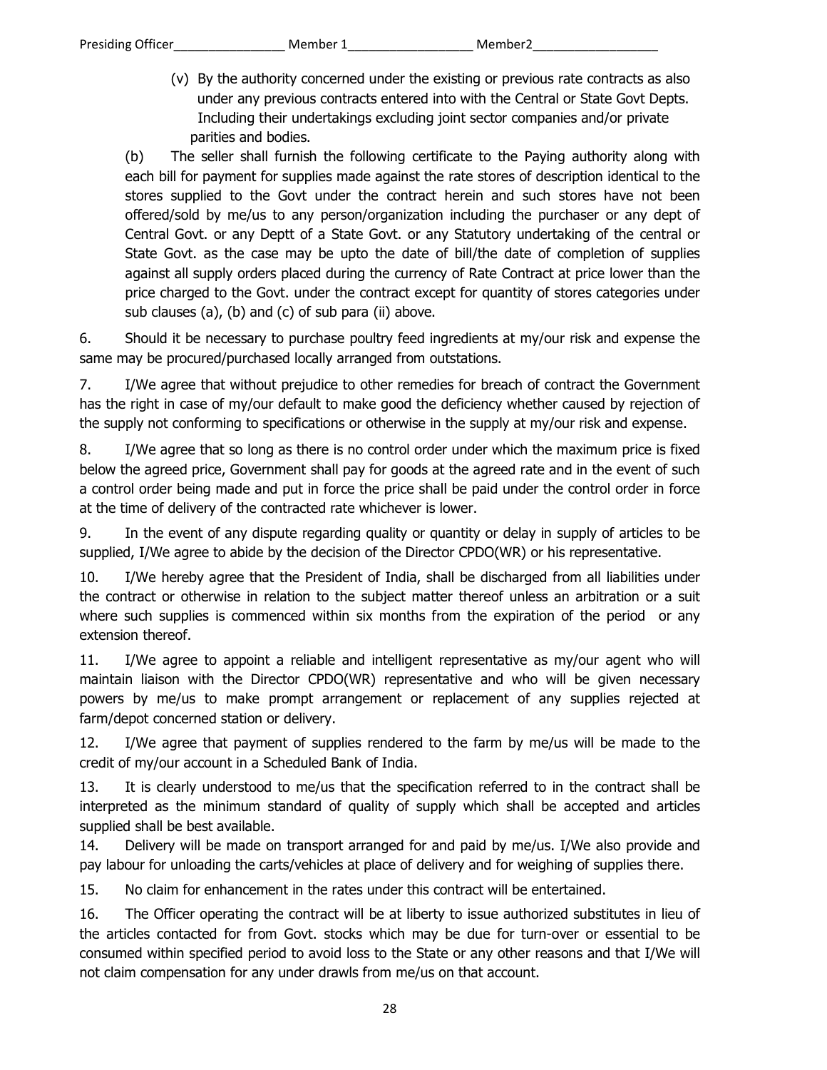(v) By the authority concerned under the existing or previous rate contracts as also under any previous contracts entered into with the Central or State Govt Depts. Including their undertakings excluding joint sector companies and/or private parities and bodies.

(b) The seller shall furnish the following certificate to the Paying authority along with each bill for payment for supplies made against the rate stores of description identical to the stores supplied to the Govt under the contract herein and such stores have not been offered/sold by me/us to any person/organization including the purchaser or any dept of Central Govt. or any Deptt of a State Govt. or any Statutory undertaking of the central or State Govt. as the case may be upto the date of bill/the date of completion of supplies against all supply orders placed during the currency of Rate Contract at price lower than the price charged to the Govt. under the contract except for quantity of stores categories under sub clauses (a), (b) and (c) of sub para (ii) above.

6. Should it be necessary to purchase poultry feed ingredients at my/our risk and expense the same may be procured/purchased locally arranged from outstations.

7. I/We agree that without prejudice to other remedies for breach of contract the Government has the right in case of my/our default to make good the deficiency whether caused by rejection of the supply not conforming to specifications or otherwise in the supply at my/our risk and expense.

8. I/We agree that so long as there is no control order under which the maximum price is fixed below the agreed price, Government shall pay for goods at the agreed rate and in the event of such a control order being made and put in force the price shall be paid under the control order in force at the time of delivery of the contracted rate whichever is lower.

9. In the event of any dispute regarding quality or quantity or delay in supply of articles to be supplied, I/We agree to abide by the decision of the Director CPDO(WR) or his representative.

10. I/We hereby agree that the President of India, shall be discharged from all liabilities under the contract or otherwise in relation to the subject matter thereof unless an arbitration or a suit where such supplies is commenced within six months from the expiration of the period or any extension thereof.

11. I/We agree to appoint a reliable and intelligent representative as my/our agent who will maintain liaison with the Director CPDO(WR) representative and who will be given necessary powers by me/us to make prompt arrangement or replacement of any supplies rejected at farm/depot concerned station or delivery.

12. I/We agree that payment of supplies rendered to the farm by me/us will be made to the credit of my/our account in a Scheduled Bank of India.

13. It is clearly understood to me/us that the specification referred to in the contract shall be interpreted as the minimum standard of quality of supply which shall be accepted and articles supplied shall be best available.

14. Delivery will be made on transport arranged for and paid by me/us. I/We also provide and pay labour for unloading the carts/vehicles at place of delivery and for weighing of supplies there.

15. No claim for enhancement in the rates under this contract will be entertained.

16. The Officer operating the contract will be at liberty to issue authorized substitutes in lieu of the articles contacted for from Govt. stocks which may be due for turn-over or essential to be consumed within specified period to avoid loss to the State or any other reasons and that I/We will not claim compensation for any under drawls from me/us on that account.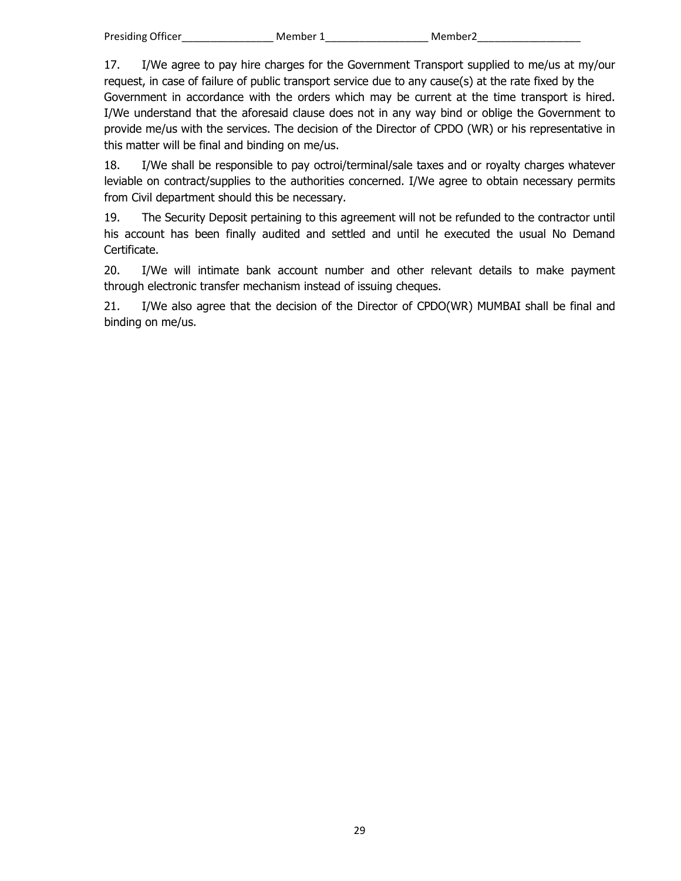17. I/We agree to pay hire charges for the Government Transport supplied to me/us at my/our request, in case of failure of public transport service due to any cause(s) at the rate fixed by the Government in accordance with the orders which may be current at the time transport is hired. I/We understand that the aforesaid clause does not in any way bind or oblige the Government to provide me/us with the services. The decision of the Director of CPDO (WR) or his representative in this matter will be final and binding on me/us.

18. I/We shall be responsible to pay octroi/terminal/sale taxes and or royalty charges whatever leviable on contract/supplies to the authorities concerned. I/We agree to obtain necessary permits from Civil department should this be necessary.

19. The Security Deposit pertaining to this agreement will not be refunded to the contractor until his account has been finally audited and settled and until he executed the usual No Demand Certificate.

20. I/We will intimate bank account number and other relevant details to make payment through electronic transfer mechanism instead of issuing cheques.

21. I/We also agree that the decision of the Director of CPDO(WR) MUMBAI shall be final and binding on me/us.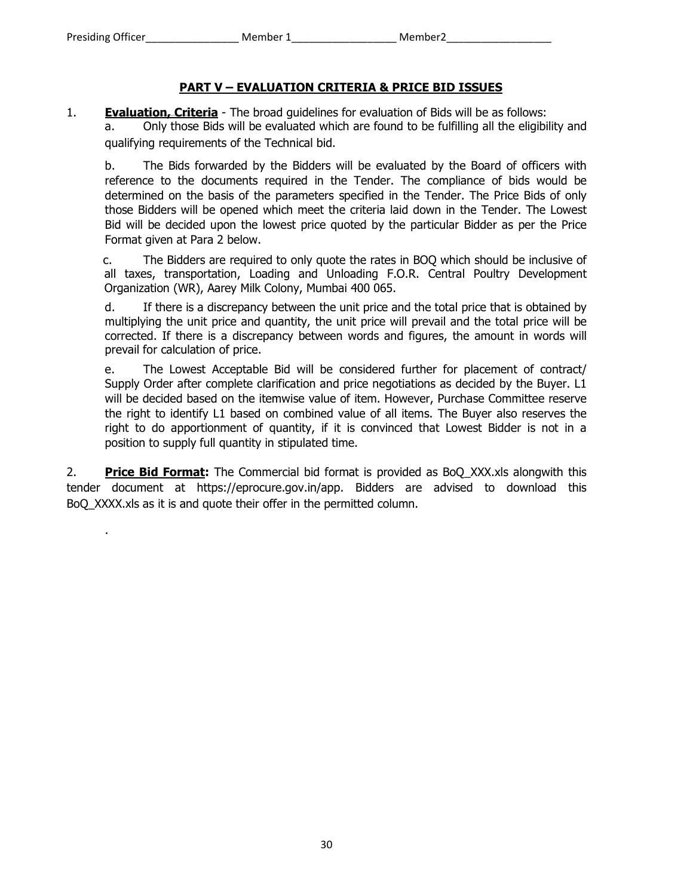## PART V – EVALUATION CRITERIA & PRICE BID ISSUES

1. **Evaluation, Criteria** - The broad guidelines for evaluation of Bids will be as follows:

   a. Only those Bids will be evaluated which are found to be fulfilling all the eligibility and qualifying requirements of the Technical bid.

   b. The Bids forwarded by the Bidders will be evaluated by the Board of officers with reference to the documents required in the Tender. The compliance of bids would be determined on the basis of the parameters specified in the Tender. The Price Bids of only those Bidders will be opened which meet the criteria laid down in the Tender. The Lowest Bid will be decided upon the lowest price quoted by the particular Bidder as per the Price Format given at Para 2 below.

   c. The Bidders are required to only quote the rates in BOQ which should be inclusive of all taxes, transportation, Loading and Unloading F.O.R. Central Poultry Development Organization (WR), Aarey Milk Colony, Mumbai 400 065.

   d. If there is a discrepancy between the unit price and the total price that is obtained by multiplying the unit price and quantity, the unit price will prevail and the total price will be corrected. If there is a discrepancy between words and figures, the amount in words will prevail for calculation of price.

   e. The Lowest Acceptable Bid will be considered further for placement of contract/ Supply Order after complete clarification and price negotiations as decided by the Buyer. L1 will be decided based on the itemwise value of item. However, Purchase Committee reserve the right to identify L1 based on combined value of all items. The Buyer also reserves the right to do apportionment of quantity, if it is convinced that Lowest Bidder is not in a position to supply full quantity in stipulated time.

2. **Price Bid Format:** The Commercial bid format is provided as BoQ_XXX.xls alongwith this tender document at https://eprocure.gov.in/app. Bidders are advised to download this BoQ_XXXX.xls as it is and quote their offer in the permitted column.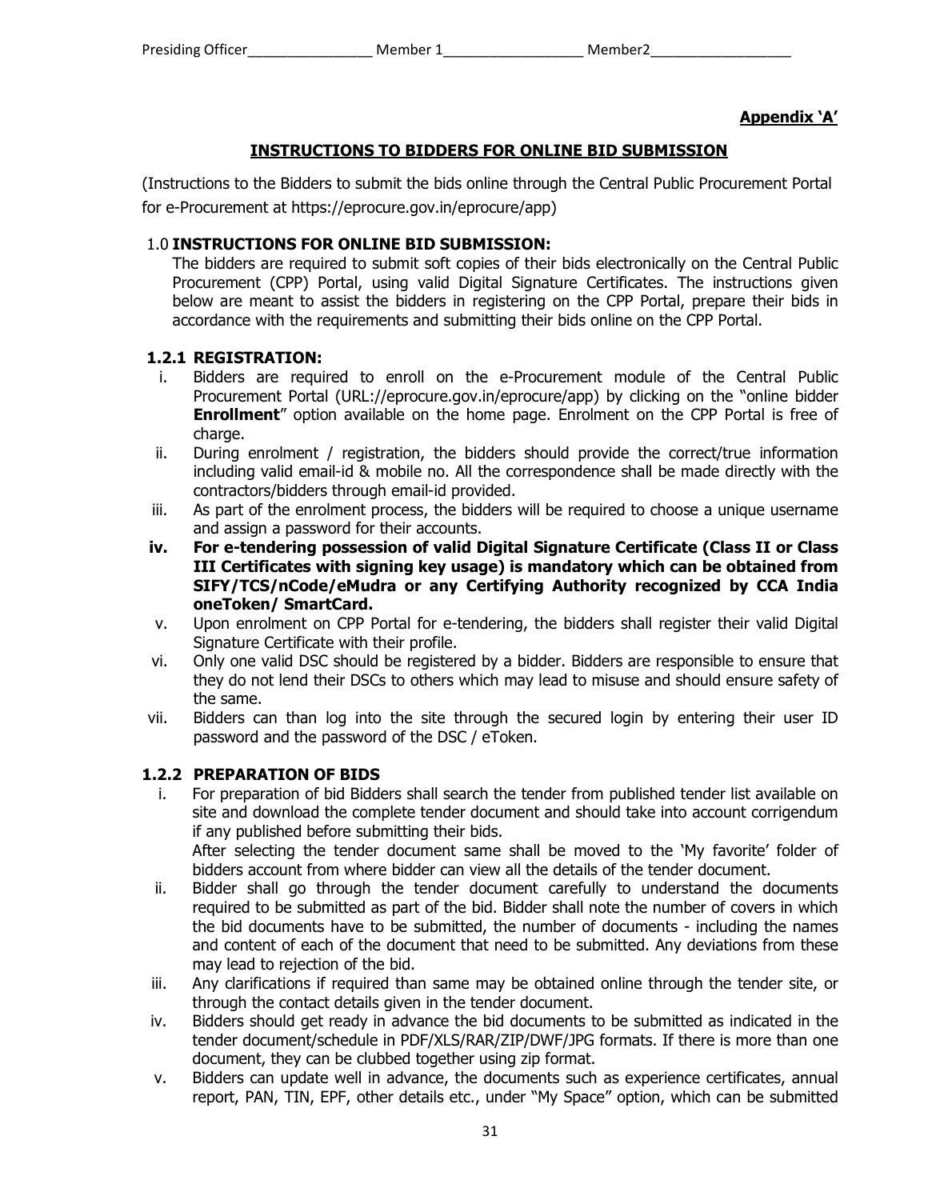**Appendix 'A'**

## INSTRUCTIONS TO BIDDERS FOR ONLINE BID SUBMISSION

(Instructions to the Bidders to submit the bids online through the Central Public Procurement Portal for e-Procurement at https://eprocure.gov.in/eprocure/app)

### 1.0 INSTRUCTIONS FOR ONLINE BID SUBMISSION:

The bidders are required to submit soft copies of their bids electronically on the Central Public Procurement (CPP) Portal, using valid Digital Signature Certificates. The instructions given below are meant to assist the bidders in registering on the CPP Portal, prepare their bids in accordance with the requirements and submitting their bids online on the CPP Portal.

### 1.2.1 REGISTRATION:

i. Bidders are required to enroll on the e-Procurement module of the Central Public Procurement Portal (URL://eprocure.gov.in/eprocure/app) by clicking on the "online bidder **Enrollment**" option available on the home page. Enrolment on the CPP Portal is free of charge.

ii. During enrolment / registration, the bidders should provide the correct/true information including valid email-id & mobile no. All the correspondence shall be made directly with the contractors/bidders through email-id provided.

iii. As part of the enrolment process, the bidders will be required to choose a unique username and assign a password for their accounts.

**iv. For e-tendering possession of valid Digital Signature Certificate (Class II or Class III Certificates with signing key usage) is mandatory which can be obtained from SIFY/TCS/nCode/eMudra or any Certifying Authority recognized by CCA India oneToken/ SmartCard.**

v. Upon enrolment on CPP Portal for e-tendering, the bidders shall register their valid Digital Signature Certificate with their profile.

vi. Only one valid DSC should be registered by a bidder. Bidders are responsible to ensure that they do not lend their DSCs to others which may lead to misuse and should ensure safety of the same.

vii. Bidders can than log into the site through the secured login by entering their user ID password and the password of the DSC / eToken.

### 1.2.2 PREPARATION OF BIDS

i. For preparation of bid Bidders shall search the tender from published tender list available on site and download the complete tender document and should take into account corrigendum if any published before submitting their bids.
After selecting the tender document same shall be moved to the 'My favorite' folder of bidders account from where bidder can view all the details of the tender document.

ii. Bidder shall go through the tender document carefully to understand the documents required to be submitted as part of the bid. Bidder shall note the number of covers in which the bid documents have to be submitted, the number of documents - including the names and content of each of the document that need to be submitted. Any deviations from these may lead to rejection of the bid.

iii. Any clarifications if required than same may be obtained online through the tender site, or through the contact details given in the tender document.

iv. Bidders should get ready in advance the bid documents to be submitted as indicated in the tender document/schedule in PDF/XLS/RAR/ZIP/DWF/JPG formats. If there is more than one document, they can be clubbed together using zip format.

v. Bidders can update well in advance, the documents such as experience certificates, annual report, PAN, TIN, EPF, other details etc., under "My Space" option, which can be submitted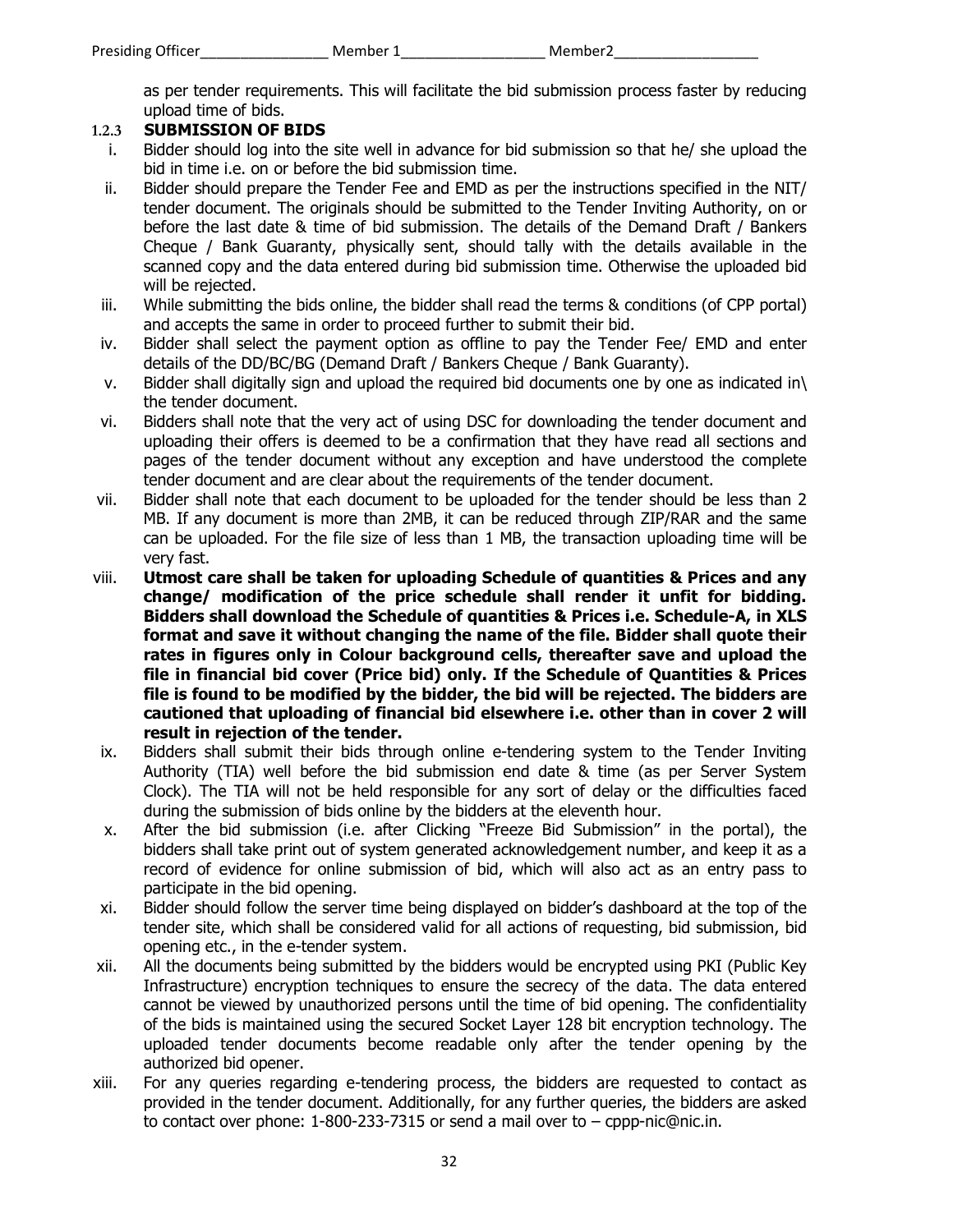as per tender requirements. This will facilitate the bid submission process faster by reducing upload time of bids.

### 1.2.3 SUBMISSION OF BIDS

i. Bidder should log into the site well in advance for bid submission so that he/ she upload the bid in time i.e. on or before the bid submission time.

ii. Bidder should prepare the Tender Fee and EMD as per the instructions specified in the NIT/ tender document. The originals should be submitted to the Tender Inviting Authority, on or before the last date & time of bid submission. The details of the Demand Draft / Bankers Cheque / Bank Guaranty, physically sent, should tally with the details available in the scanned copy and the data entered during bid submission time. Otherwise the uploaded bid will be rejected.

iii. While submitting the bids online, the bidder shall read the terms & conditions (of CPP portal) and accepts the same in order to proceed further to submit their bid.

iv. Bidder shall select the payment option as offline to pay the Tender Fee/ EMD and enter details of the DD/BC/BG (Demand Draft / Bankers Cheque / Bank Guaranty).

v. Bidder shall digitally sign and upload the required bid documents one by one as indicated in\ the tender document.

vi. Bidders shall note that the very act of using DSC for downloading the tender document and uploading their offers is deemed to be a confirmation that they have read all sections and pages of the tender document without any exception and have understood the complete tender document and are clear about the requirements of the tender document.

vii. Bidder shall note that each document to be uploaded for the tender should be less than 2 MB. If any document is more than 2MB, it can be reduced through ZIP/RAR and the same can be uploaded. For the file size of less than 1 MB, the transaction uploading time will be very fast.

viii. **Utmost care shall be taken for uploading Schedule of quantities & Prices and any change/ modification of the price schedule shall render it unfit for bidding. Bidders shall download the Schedule of quantities & Prices i.e. Schedule-A, in XLS format and save it without changing the name of the file. Bidder shall quote their rates in figures only in Colour background cells, thereafter save and upload the file in financial bid cover (Price bid) only. If the Schedule of Quantities & Prices file is found to be modified by the bidder, the bid will be rejected. The bidders are cautioned that uploading of financial bid elsewhere i.e. other than in cover 2 will result in rejection of the tender.**

ix. Bidders shall submit their bids through online e-tendering system to the Tender Inviting Authority (TIA) well before the bid submission end date & time (as per Server System Clock). The TIA will not be held responsible for any sort of delay or the difficulties faced during the submission of bids online by the bidders at the eleventh hour.

x. After the bid submission (i.e. after Clicking "Freeze Bid Submission" in the portal), the bidders shall take print out of system generated acknowledgement number, and keep it as a record of evidence for online submission of bid, which will also act as an entry pass to participate in the bid opening.

xi. Bidder should follow the server time being displayed on bidder's dashboard at the top of the tender site, which shall be considered valid for all actions of requesting, bid submission, bid opening etc., in the e-tender system.

xii. All the documents being submitted by the bidders would be encrypted using PKI (Public Key Infrastructure) encryption techniques to ensure the secrecy of the data. The data entered cannot be viewed by unauthorized persons until the time of bid opening. The confidentiality of the bids is maintained using the secured Socket Layer 128 bit encryption technology. The uploaded tender documents become readable only after the tender opening by the authorized bid opener.

xiii. For any queries regarding e-tendering process, the bidders are requested to contact as provided in the tender document. Additionally, for any further queries, the bidders are asked to contact over phone: 1-800-233-7315 or send a mail over to – cppp-nic@nic.in.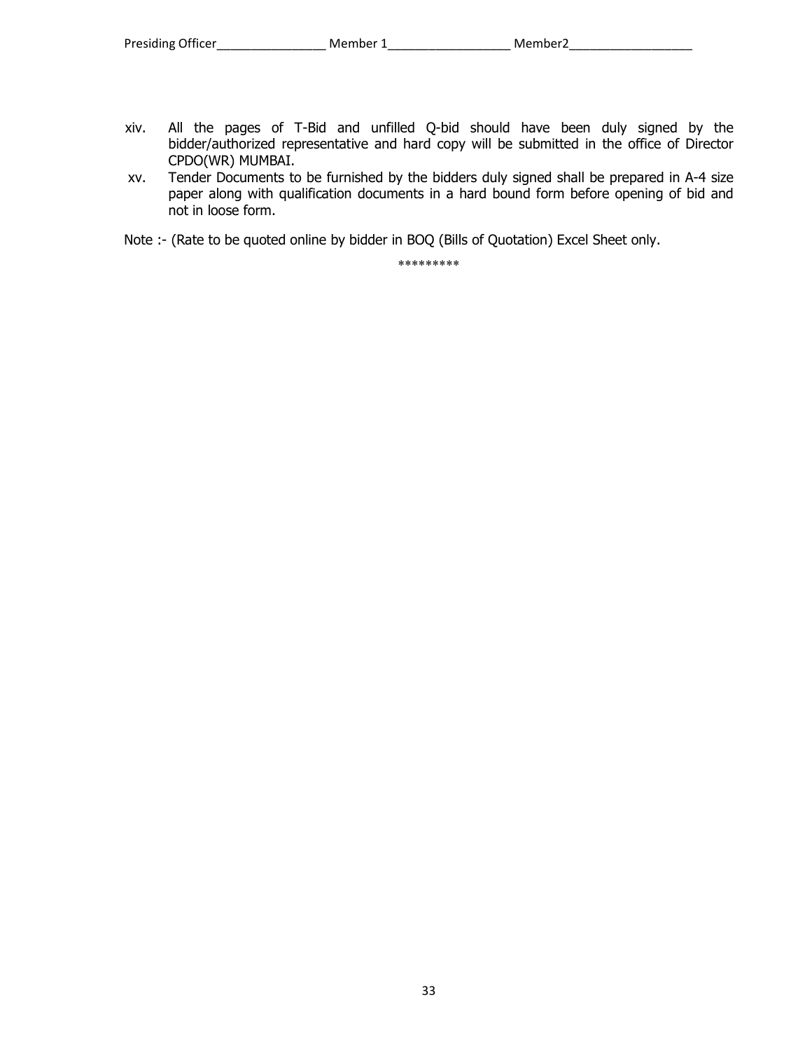xiv. All the pages of T-Bid and unfilled Q-bid should have been duly signed by the bidder/authorized representative and hard copy will be submitted in the office of Director CPDO(WR) MUMBAI.

xv. Tender Documents to be furnished by the bidders duly signed shall be prepared in A-4 size paper along with qualification documents in a hard bound form before opening of bid and not in loose form.

Note :- (Rate to be quoted online by bidder in BOQ (Bills of Quotation) Excel Sheet only.

*********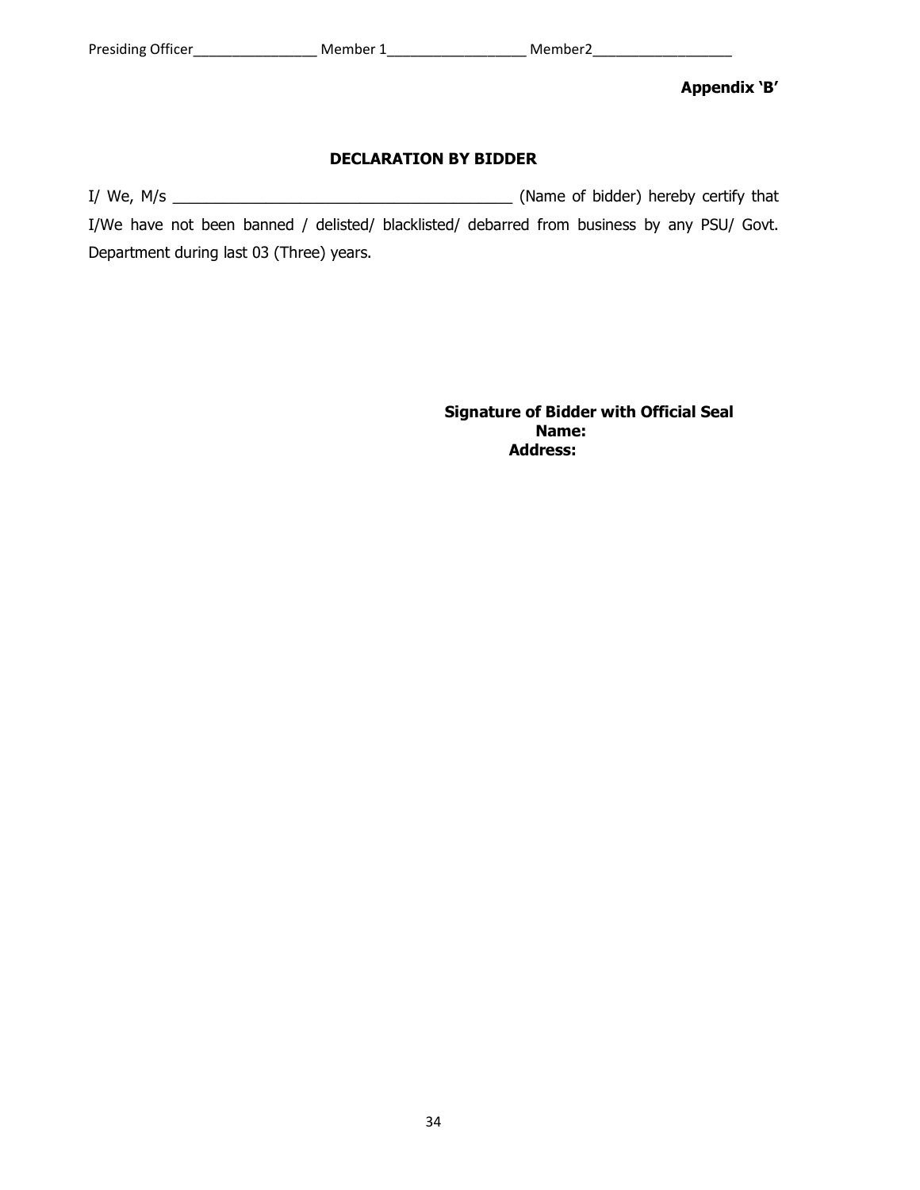**Appendix 'B'**

## DECLARATION BY BIDDER

I/ We, M/s _________________________________________ (Name of bidder) hereby certify that I/We have not been banned / delisted/ blacklisted/ debarred from business by any PSU/ Govt. Department during last 03 (Three) years.

**Signature of Bidder with Official Seal**
**Name:**
**Address:**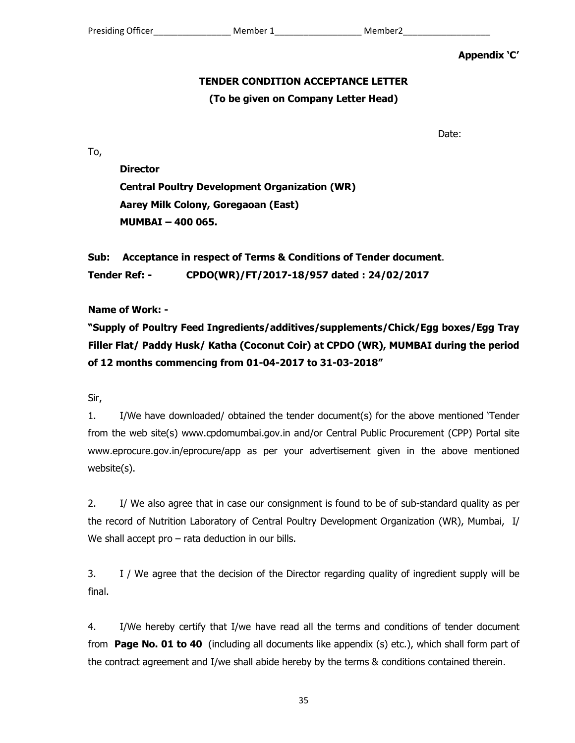**Appendix 'C'**

**TENDER CONDITION ACCEPTANCE LETTER**
**(To be given on Company Letter Head)**

Date:

To,

**Director**
**Central Poultry Development Organization (WR)**
**Aarey Milk Colony, Goregaoan (East)**
**MUMBAI – 400 065.**

**Sub: Acceptance in respect of Terms & Conditions of Tender document**.

**Tender Ref: - CPDO(WR)/FT/2017-18/957 dated : 24/02/2017**

**Name of Work: -**

**"Supply of Poultry Feed Ingredients/additives/supplements/Chick/Egg boxes/Egg Tray Filler Flat/ Paddy Husk/ Katha (Coconut Coir) at CPDO (WR), MUMBAI during the period of 12 months commencing from 01-04-2017 to 31-03-2018"**

Sir,

1. I/We have downloaded/ obtained the tender document(s) for the above mentioned 'Tender from the web site(s) www.cpdomumbai.gov.in and/or Central Public Procurement (CPP) Portal site www.eprocure.gov.in/eprocure/app as per your advertisement given in the above mentioned website(s).

2. I/ We also agree that in case our consignment is found to be of sub-standard quality as per the record of Nutrition Laboratory of Central Poultry Development Organization (WR), Mumbai, I/ We shall accept pro – rata deduction in our bills.

3. I / We agree that the decision of the Director regarding quality of ingredient supply will be final.

4. I/We hereby certify that I/we have read all the terms and conditions of tender document from **Page No. 01 to 40** (including all documents like appendix (s) etc.), which shall form part of the contract agreement and I/we shall abide hereby by the terms & conditions contained therein.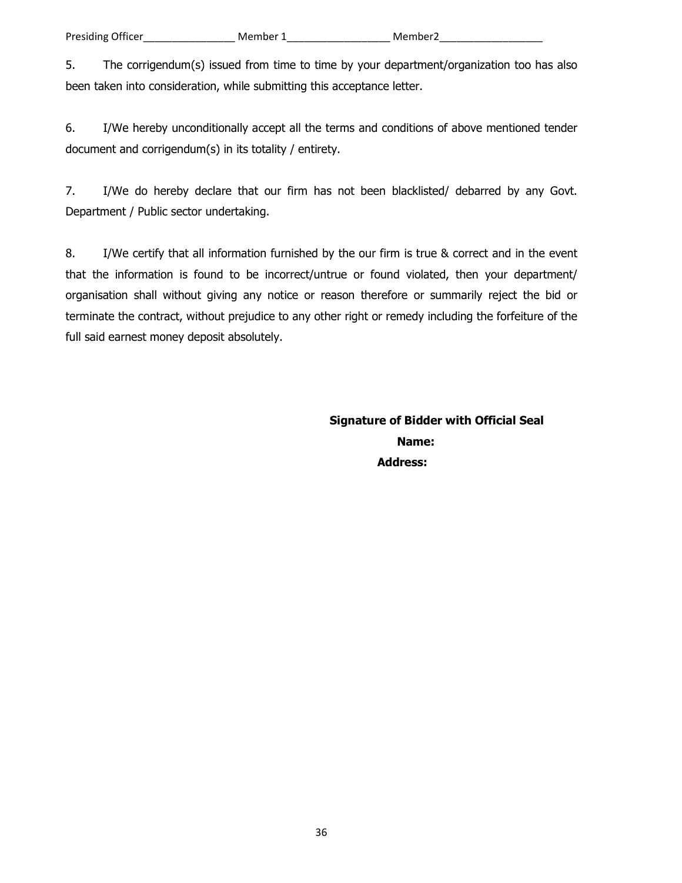5. The corrigendum(s) issued from time to time by your department/organization too has also been taken into consideration, while submitting this acceptance letter.

6. I/We hereby unconditionally accept all the terms and conditions of above mentioned tender document and corrigendum(s) in its totality / entirety.

7. I/We do hereby declare that our firm has not been blacklisted/ debarred by any Govt. Department / Public sector undertaking.

8. I/We certify that all information furnished by the our firm is true & correct and in the event that the information is found to be incorrect/untrue or found violated, then your department/ organisation shall without giving any notice or reason therefore or summarily reject the bid or terminate the contract, without prejudice to any other right or remedy including the forfeiture of the full said earnest money deposit absolutely.

**Signature of Bidder with Official Seal**

**Name:**

**Address:**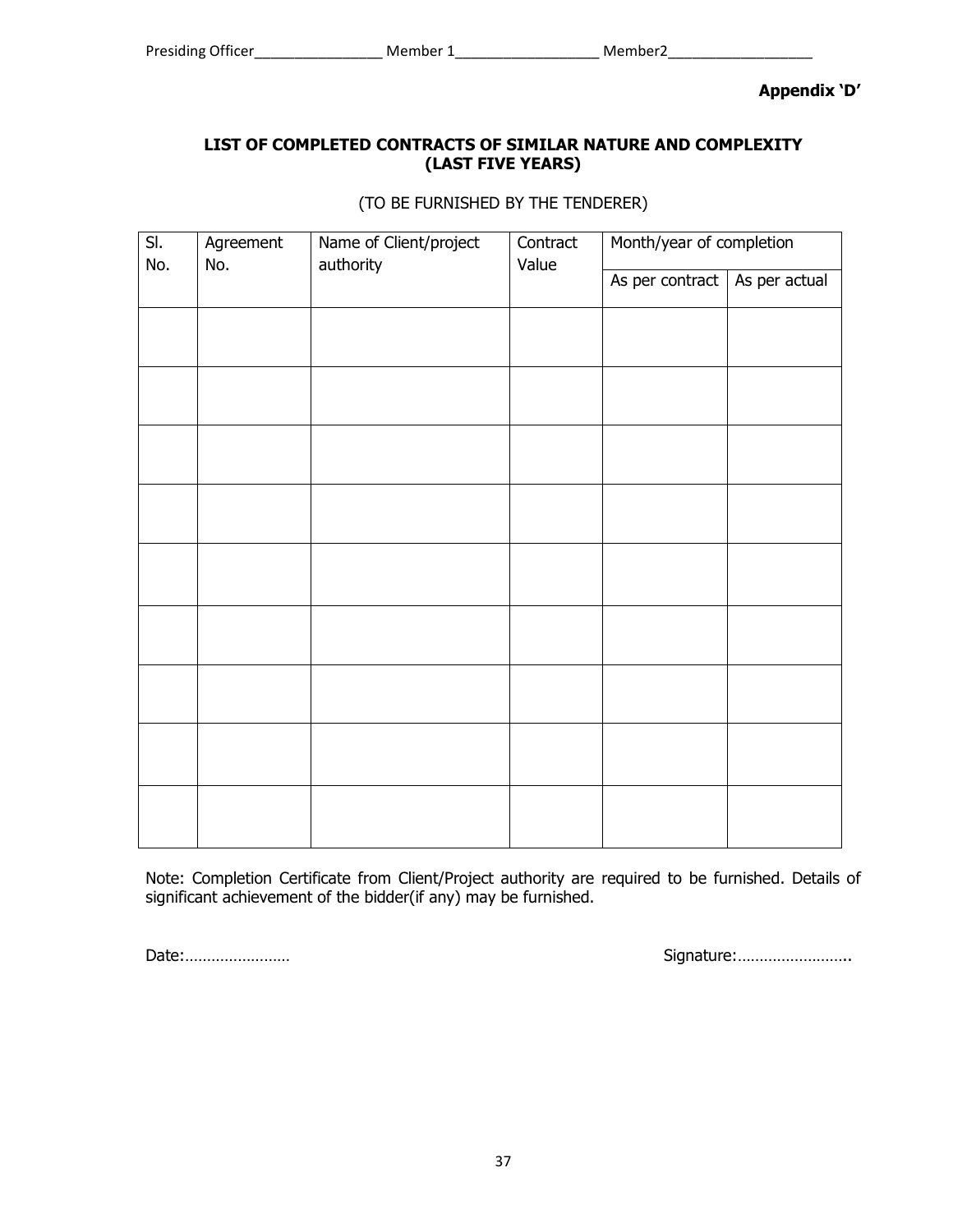Presiding Officer________________ Member 1__________________ Member2__________________

**Appendix 'D'**

**LIST OF COMPLETED CONTRACTS OF SIMILAR NATURE AND COMPLEXITY (LAST FIVE YEARS)**

(TO BE FURNISHED BY THE TENDERER)

| Sl. No. | Agreement No. | Name of Client/project authority | Contract Value | Month/year of completion | |
|---|---|---|---|---|---|
| | | | | As per contract | As per actual |
| | | | | | |
| | | | | | |
| | | | | | |
| | | | | | |
| | | | | | |
| | | | | | |
| | | | | | |
| | | | | | |
| | | | | | |

Note: Completion Certificate from Client/Project authority are required to be furnished. Details of significant achievement of the bidder(if any) may be furnished.

Date:…………………… Signature:……………………..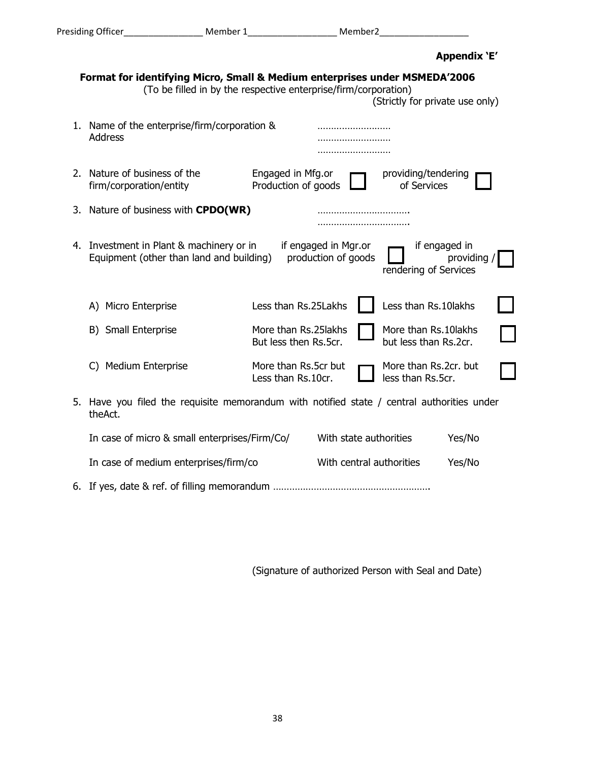Presiding Officer________________ Member 1__________________ Member2__________________

**Appendix 'E'**

**Format for identifying Micro, Small & Medium enterprises under MSMEDA'2006**

(To be filled in by the respective enterprise/firm/corporation)

(Strictly for private use only)

1. Name of the enterprise/firm/corporation & Address ……………………… ……………………… ………………………

2. Nature of business of the firm/corporation/entity — Engaged in Mfg.or Production of goods ☐ providing/tendering of Services ☐

3. Nature of business with **CPDO(WR)** ……………………………. …………………………….

4. Investment in Plant & machinery or in Equipment (other than land and building)

| | if engaged in Mgr.or production of goods | | if engaged in providing / rendering of Services | |
|---|---|---|---|---|
| A) Micro Enterprise | Less than Rs.25Lakhs | ☐ | Less than Rs.10lakhs | ☐ |
| B) Small Enterprise | More than Rs.25lakhs But less then Rs.5cr. | ☐ | More than Rs.10lakhs but less than Rs.2cr. | ☐ |
| C) Medium Enterprise | More than Rs.5cr but Less than Rs.10cr. | ☐ | More than Rs.2cr. but less than Rs.5cr. | ☐ |

5. Have you filed the requisite memorandum with notified state / central authorities under theAct.

| | | |
|---|---|---|
| In case of micro & small enterprises/Firm/Co/ | With state authorities | Yes/No |
| In case of medium enterprises/firm/co | With central authorities | Yes/No |

6. If yes, date & ref. of filling memorandum ………………………………………………….

(Signature of authorized Person with Seal and Date)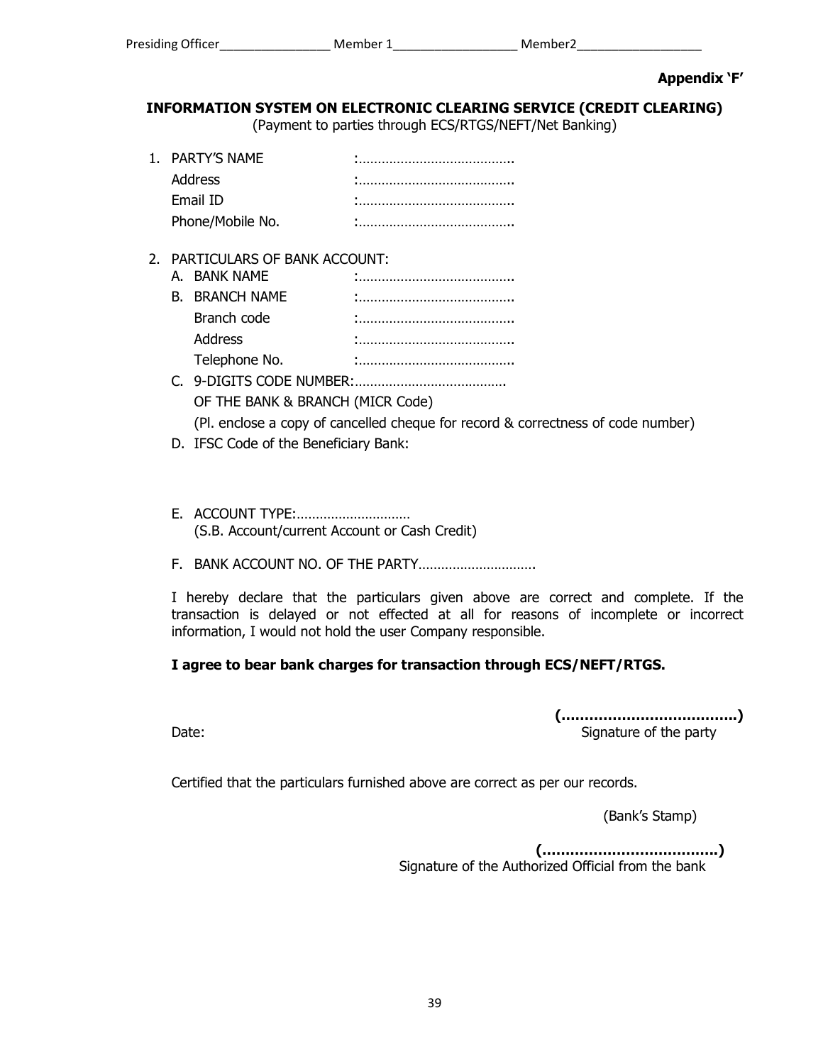Presiding Officer________________ Member 1__________________ Member2__________________

**Appendix 'F'**

**INFORMATION SYSTEM ON ELECTRONIC CLEARING SERVICE (CREDIT CLEARING)**
(Payment to parties through ECS/RTGS/NEFT/Net Banking)

1. PARTY'S NAME :…………………………………..
   Address :…………………………………..
   Email ID :…………………………………..
   Phone/Mobile No. :…………………………………..

2. PARTICULARS OF BANK ACCOUNT:
   A. BANK NAME :…………………………………..
   B. BRANCH NAME :…………………………………..
      Branch code :…………………………………..
      Address :…………………………………..
      Telephone No. :…………………………………..
   C. 9-DIGITS CODE NUMBER:………………………………….
      OF THE BANK & BRANCH (MICR Code)
      (Pl. enclose a copy of cancelled cheque for record & correctness of code number)
   D. IFSC Code of the Beneficiary Bank:

   E. ACCOUNT TYPE:…………………………
      (S.B. Account/current Account or Cash Credit)

   F. BANK ACCOUNT NO. OF THE PARTY………………………….

I hereby declare that the particulars given above are correct and complete. If the transaction is delayed or not effected at all for reasons of incomplete or incorrect information, I would not hold the user Company responsible.

**I agree to bear bank charges for transaction through ECS/NEFT/RTGS.**

**(……………………………….)**
Date: Signature of the party

Certified that the particulars furnished above are correct as per our records.

(Bank's Stamp)

**(……………………………….)**
Signature of the Authorized Official from the bank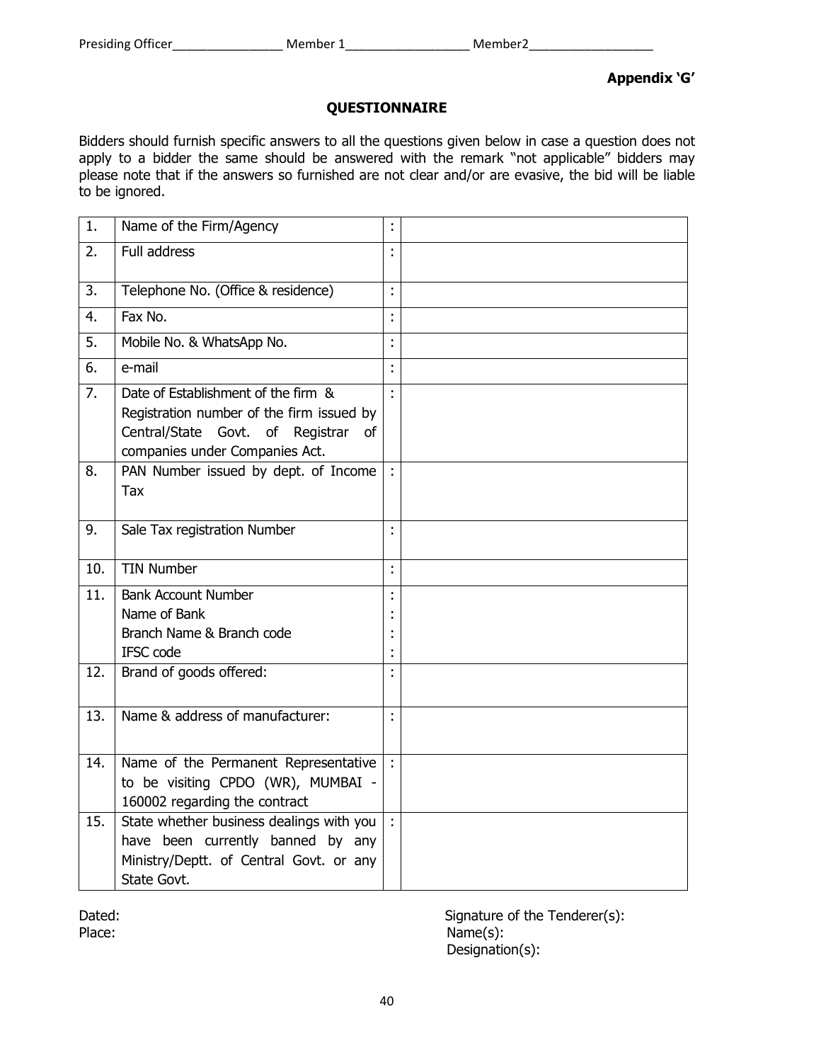Presiding Officer________________ Member 1__________________ Member2__________________

**Appendix 'G'**

## QUESTIONNAIRE

Bidders should furnish specific answers to all the questions given below in case a question does not apply to a bidder the same should be answered with the remark "not applicable" bidders may please note that if the answers so furnished are not clear and/or are evasive, the bid will be liable to be ignored.

| | | | |
|---|---|---|---|
| 1. | Name of the Firm/Agency | : | |
| 2. | Full address | : | |
| 3. | Telephone No. (Office & residence) | : | |
| 4. | Fax No. | : | |
| 5. | Mobile No. & WhatsApp No. | : | |
| 6. | e-mail | : | |
| 7. | Date of Establishment of the firm & Registration number of the firm issued by Central/State Govt. of Registrar of companies under Companies Act. | : | |
| 8. | PAN Number issued by dept. of Income Tax | : | |
| 9. | Sale Tax registration Number | : | |
| 10. | TIN Number | : | |
| 11. | Bank Account Number<br>Name of Bank<br>Branch Name & Branch code<br>IFSC code | :<br>:<br>:<br>: | |
| 12. | Brand of goods offered: | : | |
| 13. | Name & address of manufacturer: | : | |
| 14. | Name of the Permanent Representative to be visiting CPDO (WR), MUMBAI - 160002 regarding the contract | : | |
| 15. | State whether business dealings with you have been currently banned by any Ministry/Deptt. of Central Govt. or any State Govt. | : | |

Dated:

Place:

Signature of the Tenderer(s):

Name(s):

Designation(s):